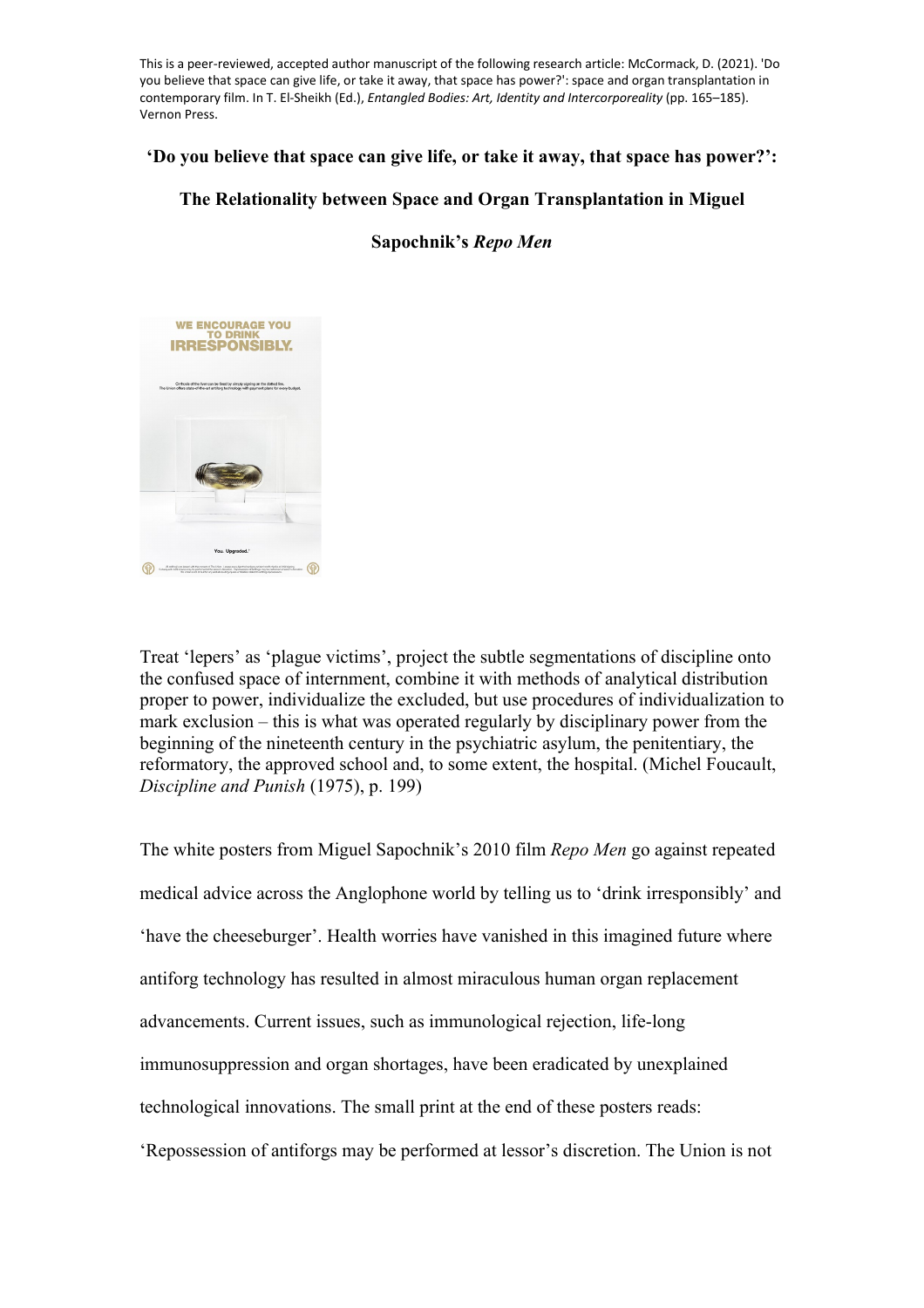This is a peer-reviewed, accepted author manuscript of the following research article: McCormack, D. (2021). 'Do you believe that space can give life, or take it away, that space has power?': space and organ transplantation in contemporary film. In T. El-Sheikh (Ed.), *Entangled Bodies: Art, Identity and Intercorporeality* (pp. 165–185). Vernon Press.

# 'Do you believe that space can give life, or take it away, that space has power?': The Relationality between Space and Organ Transplantation in Miguel Sapochnik's *Repo Men*

> Treat 'lepers' as 'plague victims', project the subtle segmentations of discipline onto the confused space of internment, combine it with methods of analytical distribution proper to power, individualize the excluded, but use procedures of individualization to mark exclusion – this is what was operated regularly by disciplinary power from the beginning of the nineteenth century in the psychiatric asylum, the penitentiary, the reformatory, the approved school and, to some extent, the hospital. (Michel Foucault, *Discipline and Punish* (1975), p. 199)

The white posters from Miguel Sapochnik's 2010 film *Repo Men* go against repeated medical advice across the Anglophone world by telling us to 'drink irresponsibly' and 'have the cheeseburger'. Health worries have vanished in this imagined future where antiforg technology has resulted in almost miraculous human organ replacement advancements. Current issues, such as immunological rejection, life-long immunosuppression and organ shortages, have been eradicated by unexplained technological innovations. The small print at the end of these posters reads: 'Repossession of antiforgs may be performed at lessor's discretion. The Union is not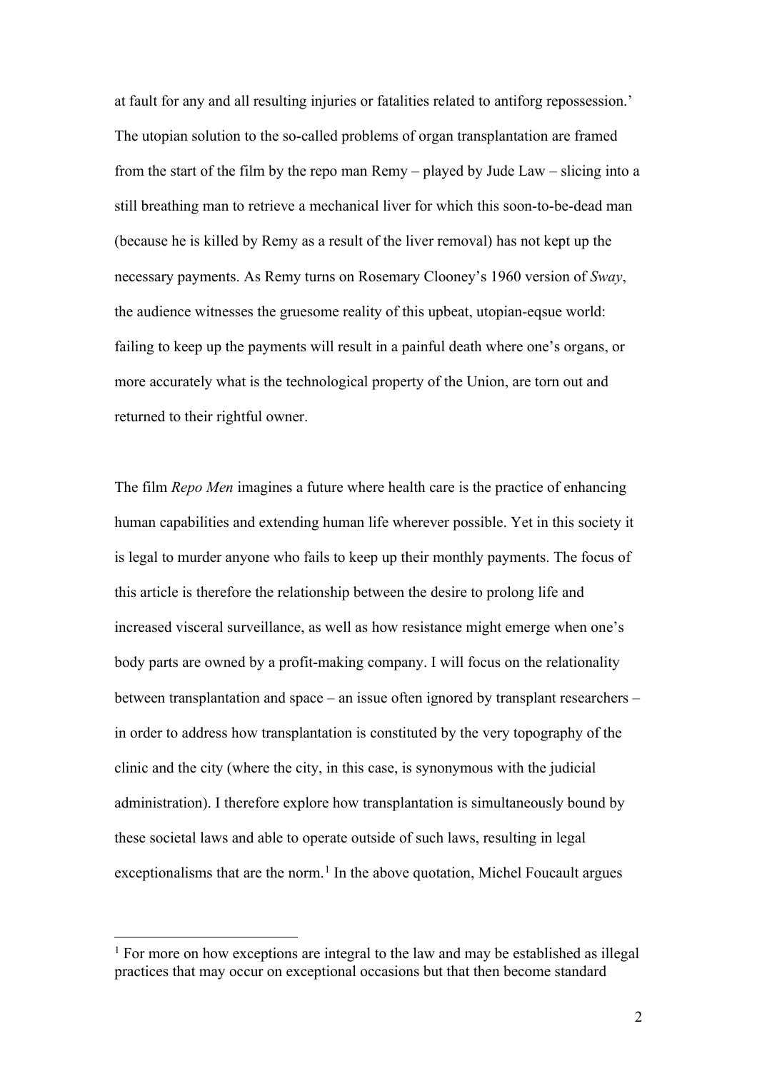at fault for any and all resulting injuries or fatalities related to antiforg repossession.' The utopian solution to the so-called problems of organ transplantation are framed from the start of the film by the repo man Remy – played by Jude Law – slicing into a still breathing man to retrieve a mechanical liver for which this soon-to-be-dead man (because he is killed by Remy as a result of the liver removal) has not kept up the necessary payments. As Remy turns on Rosemary Clooney's 1960 version of *Sway*, the audience witnesses the gruesome reality of this upbeat, utopian-eqsue world: failing to keep up the payments will result in a painful death where one's organs, or more accurately what is the technological property of the Union, are torn out and returned to their rightful owner.

The film *Repo Men* imagines a future where health care is the practice of enhancing human capabilities and extending human life wherever possible. Yet in this society it is legal to murder anyone who fails to keep up their monthly payments. The focus of this article is therefore the relationship between the desire to prolong life and increased visceral surveillance, as well as how resistance might emerge when one's body parts are owned by a profit-making company. I will focus on the relationality between transplantation and space – an issue often ignored by transplant researchers – in order to address how transplantation is constituted by the very topography of the clinic and the city (where the city, in this case, is synonymous with the judicial administration). I therefore explore how transplantation is simultaneously bound by these societal laws and able to operate outside of such laws, resulting in legal exceptionalisms that are the norm.[1] In the above quotation, Michel Foucault argues

[1] For more on how exceptions are integral to the law and may be established as illegal practices that may occur on exceptional occasions but that then become standard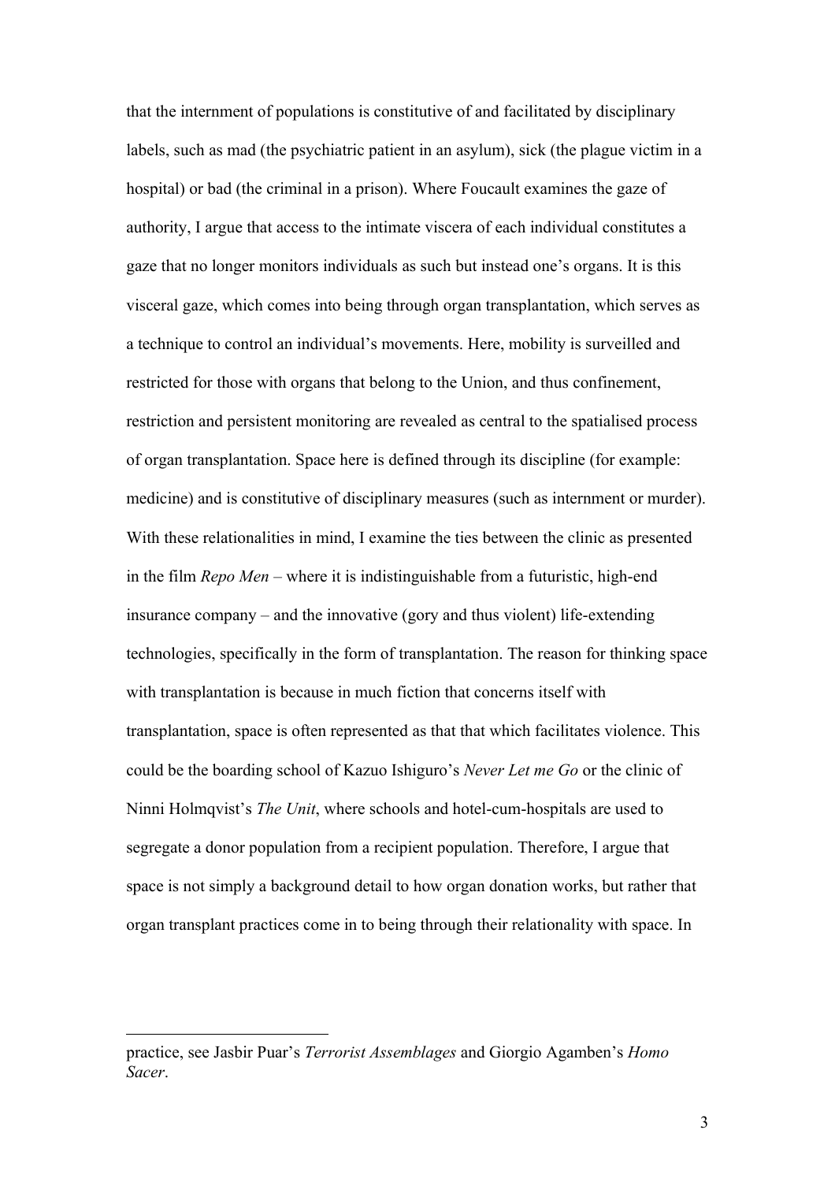that the internment of populations is constitutive of and facilitated by disciplinary labels, such as mad (the psychiatric patient in an asylum), sick (the plague victim in a hospital) or bad (the criminal in a prison). Where Foucault examines the gaze of authority, I argue that access to the intimate viscera of each individual constitutes a gaze that no longer monitors individuals as such but instead one's organs. It is this visceral gaze, which comes into being through organ transplantation, which serves as a technique to control an individual's movements. Here, mobility is surveilled and restricted for those with organs that belong to the Union, and thus confinement, restriction and persistent monitoring are revealed as central to the spatialised process of organ transplantation. Space here is defined through its discipline (for example: medicine) and is constitutive of disciplinary measures (such as internment or murder). With these relationalities in mind, I examine the ties between the clinic as presented in the film *Repo Men* – where it is indistinguishable from a futuristic, high-end insurance company – and the innovative (gory and thus violent) life-extending technologies, specifically in the form of transplantation. The reason for thinking space with transplantation is because in much fiction that concerns itself with transplantation, space is often represented as that that which facilitates violence. This could be the boarding school of Kazuo Ishiguro's *Never Let me Go* or the clinic of Ninni Holmqvist's *The Unit*, where schools and hotel-cum-hospitals are used to segregate a donor population from a recipient population. Therefore, I argue that space is not simply a background detail to how organ donation works, but rather that organ transplant practices come in to being through their relationality with space. In

---

practice, see Jasbir Puar's *Terrorist Assemblages* and Giorgio Agamben's *Homo Sacer*.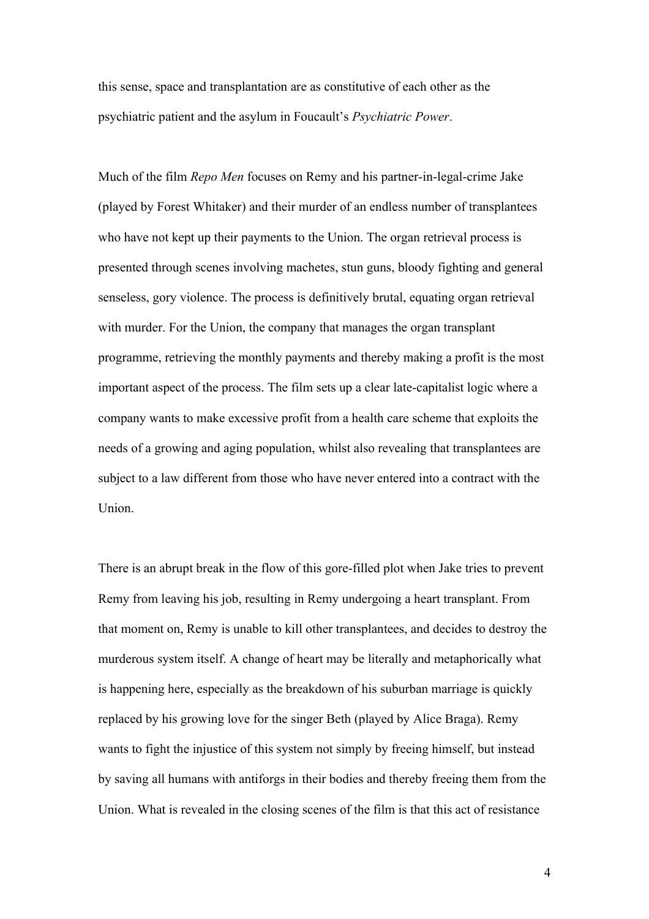this sense, space and transplantation are as constitutive of each other as the psychiatric patient and the asylum in Foucault's *Psychiatric Power*.

Much of the film *Repo Men* focuses on Remy and his partner-in-legal-crime Jake (played by Forest Whitaker) and their murder of an endless number of transplantees who have not kept up their payments to the Union. The organ retrieval process is presented through scenes involving machetes, stun guns, bloody fighting and general senseless, gory violence. The process is definitively brutal, equating organ retrieval with murder. For the Union, the company that manages the organ transplant programme, retrieving the monthly payments and thereby making a profit is the most important aspect of the process. The film sets up a clear late-capitalist logic where a company wants to make excessive profit from a health care scheme that exploits the needs of a growing and aging population, whilst also revealing that transplantees are subject to a law different from those who have never entered into a contract with the Union.

There is an abrupt break in the flow of this gore-filled plot when Jake tries to prevent Remy from leaving his job, resulting in Remy undergoing a heart transplant. From that moment on, Remy is unable to kill other transplantees, and decides to destroy the murderous system itself. A change of heart may be literally and metaphorically what is happening here, especially as the breakdown of his suburban marriage is quickly replaced by his growing love for the singer Beth (played by Alice Braga). Remy wants to fight the injustice of this system not simply by freeing himself, but instead by saving all humans with antiforgs in their bodies and thereby freeing them from the Union. What is revealed in the closing scenes of the film is that this act of resistance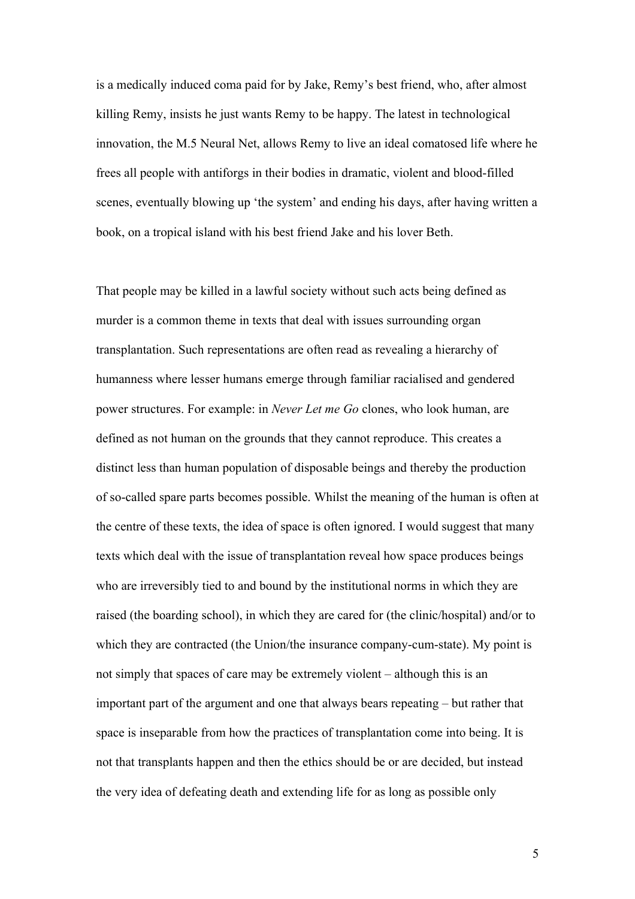is a medically induced coma paid for by Jake, Remy's best friend, who, after almost killing Remy, insists he just wants Remy to be happy. The latest in technological innovation, the M.5 Neural Net, allows Remy to live an ideal comatosed life where he frees all people with antiforgs in their bodies in dramatic, violent and blood-filled scenes, eventually blowing up 'the system' and ending his days, after having written a book, on a tropical island with his best friend Jake and his lover Beth.

That people may be killed in a lawful society without such acts being defined as murder is a common theme in texts that deal with issues surrounding organ transplantation. Such representations are often read as revealing a hierarchy of humanness where lesser humans emerge through familiar racialised and gendered power structures. For example: in *Never Let me Go* clones, who look human, are defined as not human on the grounds that they cannot reproduce. This creates a distinct less than human population of disposable beings and thereby the production of so-called spare parts becomes possible. Whilst the meaning of the human is often at the centre of these texts, the idea of space is often ignored. I would suggest that many texts which deal with the issue of transplantation reveal how space produces beings who are irreversibly tied to and bound by the institutional norms in which they are raised (the boarding school), in which they are cared for (the clinic/hospital) and/or to which they are contracted (the Union/the insurance company-cum-state). My point is not simply that spaces of care may be extremely violent – although this is an important part of the argument and one that always bears repeating – but rather that space is inseparable from how the practices of transplantation come into being. It is not that transplants happen and then the ethics should be or are decided, but instead the very idea of defeating death and extending life for as long as possible only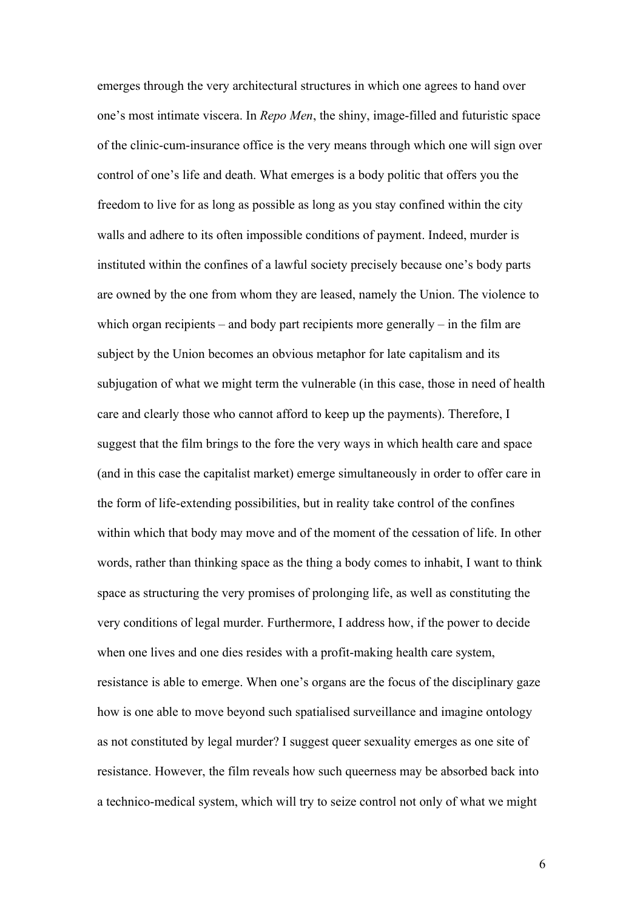emerges through the very architectural structures in which one agrees to hand over one's most intimate viscera. In *Repo Men*, the shiny, image-filled and futuristic space of the clinic-cum-insurance office is the very means through which one will sign over control of one's life and death. What emerges is a body politic that offers you the freedom to live for as long as possible as long as you stay confined within the city walls and adhere to its often impossible conditions of payment. Indeed, murder is instituted within the confines of a lawful society precisely because one's body parts are owned by the one from whom they are leased, namely the Union. The violence to which organ recipients – and body part recipients more generally – in the film are subject by the Union becomes an obvious metaphor for late capitalism and its subjugation of what we might term the vulnerable (in this case, those in need of health care and clearly those who cannot afford to keep up the payments). Therefore, I suggest that the film brings to the fore the very ways in which health care and space (and in this case the capitalist market) emerge simultaneously in order to offer care in the form of life-extending possibilities, but in reality take control of the confines within which that body may move and of the moment of the cessation of life. In other words, rather than thinking space as the thing a body comes to inhabit, I want to think space as structuring the very promises of prolonging life, as well as constituting the very conditions of legal murder. Furthermore, I address how, if the power to decide when one lives and one dies resides with a profit-making health care system, resistance is able to emerge. When one's organs are the focus of the disciplinary gaze how is one able to move beyond such spatialised surveillance and imagine ontology as not constituted by legal murder? I suggest queer sexuality emerges as one site of resistance. However, the film reveals how such queerness may be absorbed back into a technico-medical system, which will try to seize control not only of what we might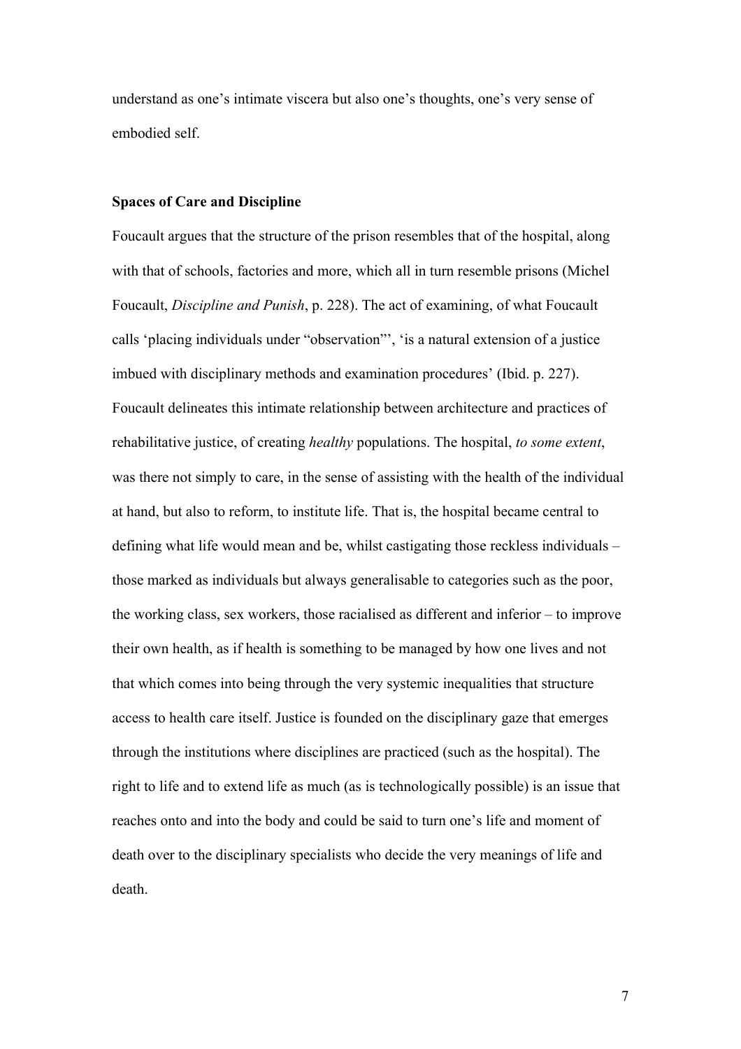understand as one's intimate viscera but also one's thoughts, one's very sense of embodied self.

**Spaces of Care and Discipline**

Foucault argues that the structure of the prison resembles that of the hospital, along with that of schools, factories and more, which all in turn resemble prisons (Michel Foucault, *Discipline and Punish*, p. 228). The act of examining, of what Foucault calls 'placing individuals under "observation"', 'is a natural extension of a justice imbued with disciplinary methods and examination procedures' (Ibid. p. 227). Foucault delineates this intimate relationship between architecture and practices of rehabilitative justice, of creating *healthy* populations. The hospital, *to some extent*, was there not simply to care, in the sense of assisting with the health of the individual at hand, but also to reform, to institute life. That is, the hospital became central to defining what life would mean and be, whilst castigating those reckless individuals – those marked as individuals but always generalisable to categories such as the poor, the working class, sex workers, those racialised as different and inferior – to improve their own health, as if health is something to be managed by how one lives and not that which comes into being through the very systemic inequalities that structure access to health care itself. Justice is founded on the disciplinary gaze that emerges through the institutions where disciplines are practiced (such as the hospital). The right to life and to extend life as much (as is technologically possible) is an issue that reaches onto and into the body and could be said to turn one's life and moment of death over to the disciplinary specialists who decide the very meanings of life and death.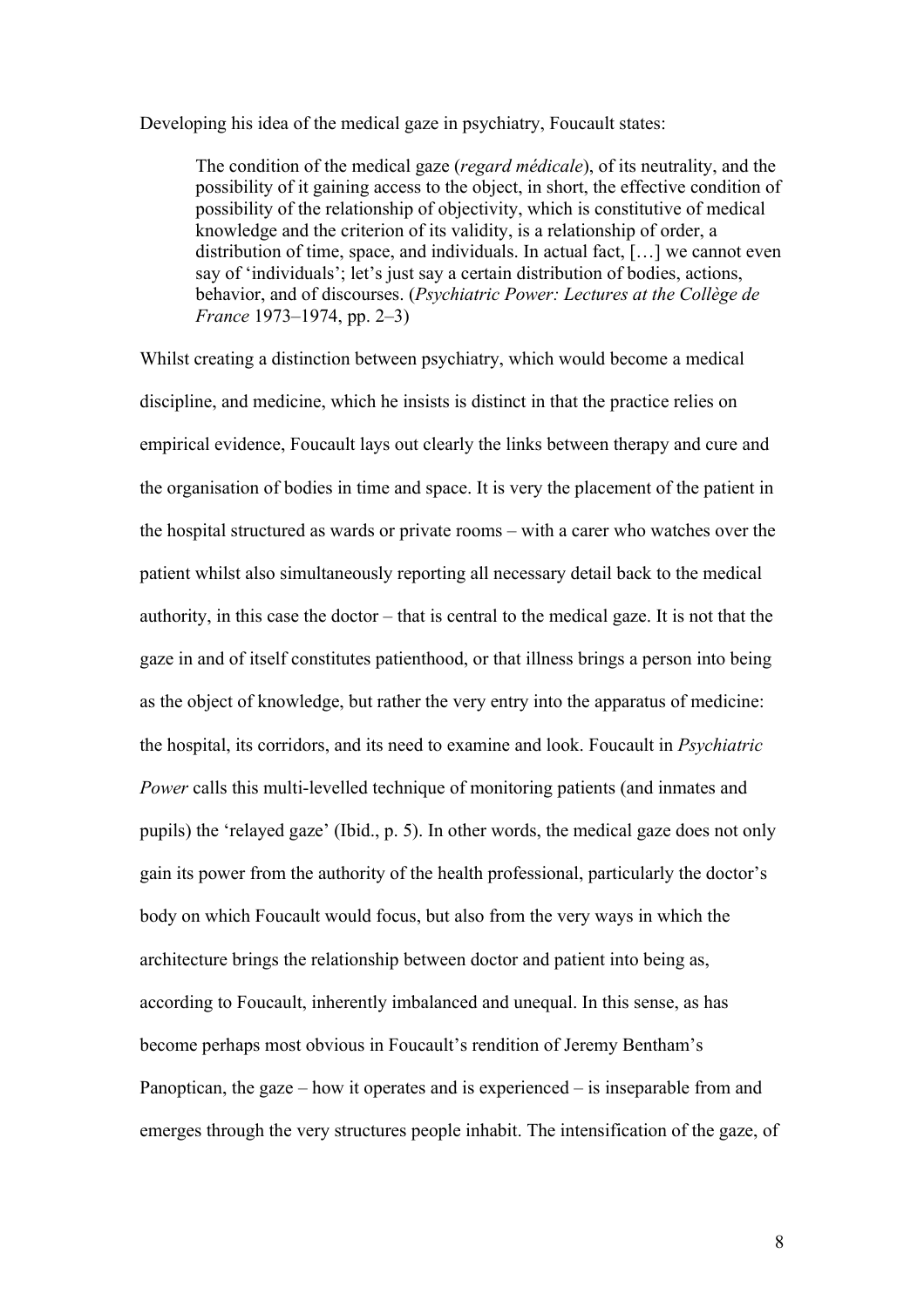Developing his idea of the medical gaze in psychiatry, Foucault states:

> The condition of the medical gaze (*regard médicale*), of its neutrality, and the possibility of it gaining access to the object, in short, the effective condition of possibility of the relationship of objectivity, which is constitutive of medical knowledge and the criterion of its validity, is a relationship of order, a distribution of time, space, and individuals. In actual fact, […] we cannot even say of 'individuals'; let's just say a certain distribution of bodies, actions, behavior, and of discourses. (*Psychiatric Power: Lectures at the Collège de France* 1973–1974, pp. 2–3)

Whilst creating a distinction between psychiatry, which would become a medical discipline, and medicine, which he insists is distinct in that the practice relies on empirical evidence, Foucault lays out clearly the links between therapy and cure and the organisation of bodies in time and space. It is very the placement of the patient in the hospital structured as wards or private rooms – with a carer who watches over the patient whilst also simultaneously reporting all necessary detail back to the medical authority, in this case the doctor – that is central to the medical gaze. It is not that the gaze in and of itself constitutes patienthood, or that illness brings a person into being as the object of knowledge, but rather the very entry into the apparatus of medicine: the hospital, its corridors, and its need to examine and look. Foucault in *Psychiatric Power* calls this multi-levelled technique of monitoring patients (and inmates and pupils) the 'relayed gaze' (Ibid., p. 5). In other words, the medical gaze does not only gain its power from the authority of the health professional, particularly the doctor's body on which Foucault would focus, but also from the very ways in which the architecture brings the relationship between doctor and patient into being as, according to Foucault, inherently imbalanced and unequal. In this sense, as has become perhaps most obvious in Foucault's rendition of Jeremy Bentham's Panoptican, the gaze – how it operates and is experienced – is inseparable from and emerges through the very structures people inhabit. The intensification of the gaze, of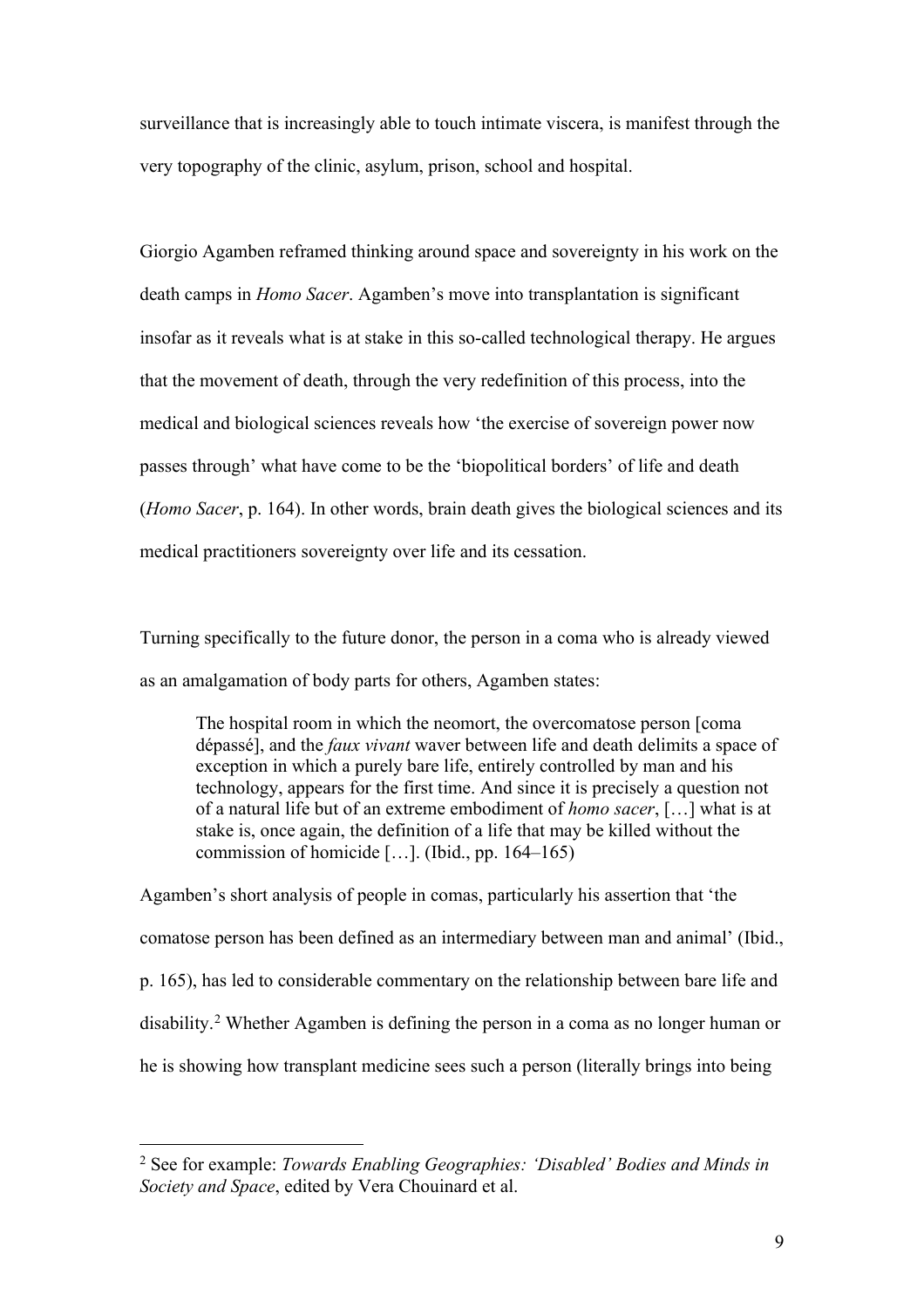surveillance that is increasingly able to touch intimate viscera, is manifest through the very topography of the clinic, asylum, prison, school and hospital.

Giorgio Agamben reframed thinking around space and sovereignty in his work on the death camps in *Homo Sacer*. Agamben's move into transplantation is significant insofar as it reveals what is at stake in this so-called technological therapy. He argues that the movement of death, through the very redefinition of this process, into the medical and biological sciences reveals how 'the exercise of sovereign power now passes through' what have come to be the 'biopolitical borders' of life and death (*Homo Sacer*, p. 164). In other words, brain death gives the biological sciences and its medical practitioners sovereignty over life and its cessation.

Turning specifically to the future donor, the person in a coma who is already viewed as an amalgamation of body parts for others, Agamben states:

> The hospital room in which the neomort, the overcomatose person [coma dépassé], and the *faux vivant* waver between life and death delimits a space of exception in which a purely bare life, entirely controlled by man and his technology, appears for the first time. And since it is precisely a question not of a natural life but of an extreme embodiment of *homo sacer*, […] what is at stake is, once again, the definition of a life that may be killed without the commission of homicide […]. (Ibid., pp. 164–165)

Agamben's short analysis of people in comas, particularly his assertion that 'the comatose person has been defined as an intermediary between man and animal' (Ibid., p. 165), has led to considerable commentary on the relationship between bare life and disability.[2] Whether Agamben is defining the person in a coma as no longer human or he is showing how transplant medicine sees such a person (literally brings into being

[2] See for example: *Towards Enabling Geographies: 'Disabled' Bodies and Minds in Society and Space*, edited by Vera Chouinard et al.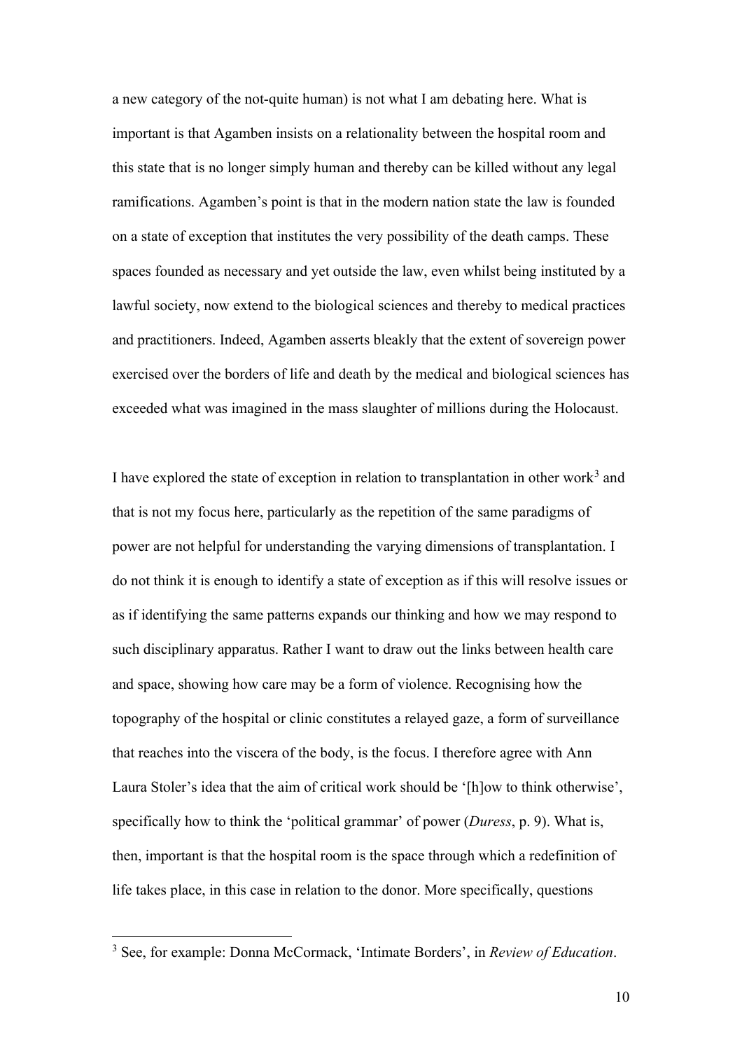a new category of the not-quite human) is not what I am debating here. What is important is that Agamben insists on a relationality between the hospital room and this state that is no longer simply human and thereby can be killed without any legal ramifications. Agamben's point is that in the modern nation state the law is founded on a state of exception that institutes the very possibility of the death camps. These spaces founded as necessary and yet outside the law, even whilst being instituted by a lawful society, now extend to the biological sciences and thereby to medical practices and practitioners. Indeed, Agamben asserts bleakly that the extent of sovereign power exercised over the borders of life and death by the medical and biological sciences has exceeded what was imagined in the mass slaughter of millions during the Holocaust.

I have explored the state of exception in relation to transplantation in other work[3] and that is not my focus here, particularly as the repetition of the same paradigms of power are not helpful for understanding the varying dimensions of transplantation. I do not think it is enough to identify a state of exception as if this will resolve issues or as if identifying the same patterns expands our thinking and how we may respond to such disciplinary apparatus. Rather I want to draw out the links between health care and space, showing how care may be a form of violence. Recognising how the topography of the hospital or clinic constitutes a relayed gaze, a form of surveillance that reaches into the viscera of the body, is the focus. I therefore agree with Ann Laura Stoler's idea that the aim of critical work should be '[h]ow to think otherwise', specifically how to think the 'political grammar' of power (*Duress*, p. 9). What is, then, important is that the hospital room is the space through which a redefinition of life takes place, in this case in relation to the donor. More specifically, questions

[3] See, for example: Donna McCormack, 'Intimate Borders', in *Review of Education*.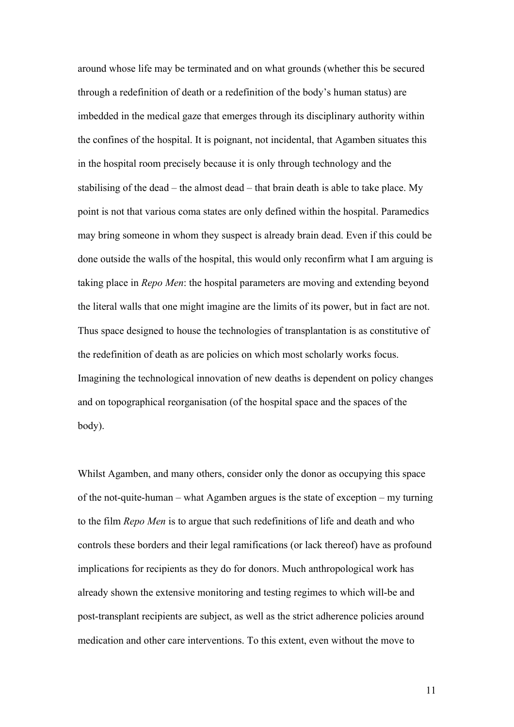around whose life may be terminated and on what grounds (whether this be secured through a redefinition of death or a redefinition of the body's human status) are imbedded in the medical gaze that emerges through its disciplinary authority within the confines of the hospital. It is poignant, not incidental, that Agamben situates this in the hospital room precisely because it is only through technology and the stabilising of the dead – the almost dead – that brain death is able to take place. My point is not that various coma states are only defined within the hospital. Paramedics may bring someone in whom they suspect is already brain dead. Even if this could be done outside the walls of the hospital, this would only reconfirm what I am arguing is taking place in *Repo Men*: the hospital parameters are moving and extending beyond the literal walls that one might imagine are the limits of its power, but in fact are not. Thus space designed to house the technologies of transplantation is as constitutive of the redefinition of death as are policies on which most scholarly works focus. Imagining the technological innovation of new deaths is dependent on policy changes and on topographical reorganisation (of the hospital space and the spaces of the body).

Whilst Agamben, and many others, consider only the donor as occupying this space of the not-quite-human – what Agamben argues is the state of exception – my turning to the film *Repo Men* is to argue that such redefinitions of life and death and who controls these borders and their legal ramifications (or lack thereof) have as profound implications for recipients as they do for donors. Much anthropological work has already shown the extensive monitoring and testing regimes to which will-be and post-transplant recipients are subject, as well as the strict adherence policies around medication and other care interventions. To this extent, even without the move to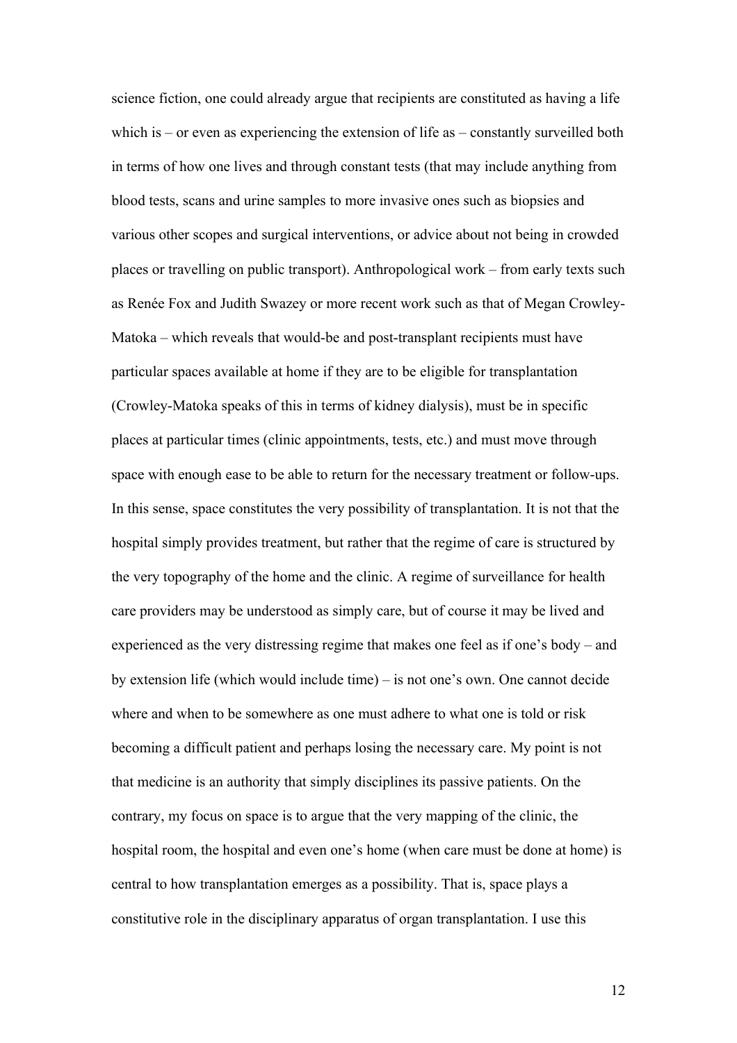science fiction, one could already argue that recipients are constituted as having a life which is – or even as experiencing the extension of life as – constantly surveilled both in terms of how one lives and through constant tests (that may include anything from blood tests, scans and urine samples to more invasive ones such as biopsies and various other scopes and surgical interventions, or advice about not being in crowded places or travelling on public transport). Anthropological work – from early texts such as Renée Fox and Judith Swazey or more recent work such as that of Megan Crowley-Matoka – which reveals that would-be and post-transplant recipients must have particular spaces available at home if they are to be eligible for transplantation (Crowley-Matoka speaks of this in terms of kidney dialysis), must be in specific places at particular times (clinic appointments, tests, etc.) and must move through space with enough ease to be able to return for the necessary treatment or follow-ups. In this sense, space constitutes the very possibility of transplantation. It is not that the hospital simply provides treatment, but rather that the regime of care is structured by the very topography of the home and the clinic. A regime of surveillance for health care providers may be understood as simply care, but of course it may be lived and experienced as the very distressing regime that makes one feel as if one's body – and by extension life (which would include time) – is not one's own. One cannot decide where and when to be somewhere as one must adhere to what one is told or risk becoming a difficult patient and perhaps losing the necessary care. My point is not that medicine is an authority that simply disciplines its passive patients. On the contrary, my focus on space is to argue that the very mapping of the clinic, the hospital room, the hospital and even one's home (when care must be done at home) is central to how transplantation emerges as a possibility. That is, space plays a constitutive role in the disciplinary apparatus of organ transplantation. I use this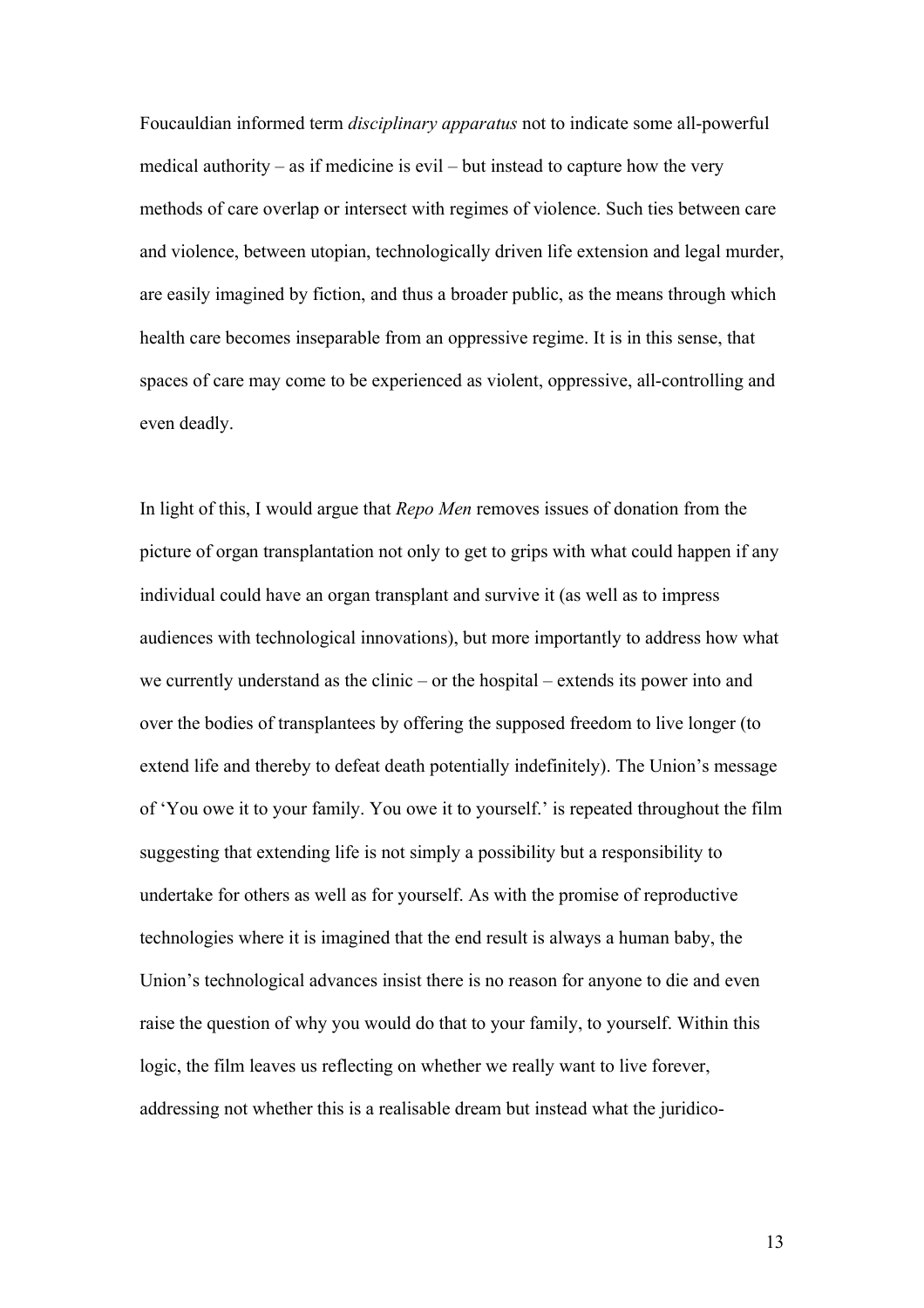Foucauldian informed term *disciplinary apparatus* not to indicate some all-powerful medical authority – as if medicine is evil – but instead to capture how the very methods of care overlap or intersect with regimes of violence. Such ties between care and violence, between utopian, technologically driven life extension and legal murder, are easily imagined by fiction, and thus a broader public, as the means through which health care becomes inseparable from an oppressive regime. It is in this sense, that spaces of care may come to be experienced as violent, oppressive, all-controlling and even deadly.

In light of this, I would argue that *Repo Men* removes issues of donation from the picture of organ transplantation not only to get to grips with what could happen if any individual could have an organ transplant and survive it (as well as to impress audiences with technological innovations), but more importantly to address how what we currently understand as the clinic – or the hospital – extends its power into and over the bodies of transplantees by offering the supposed freedom to live longer (to extend life and thereby to defeat death potentially indefinitely). The Union's message of 'You owe it to your family. You owe it to yourself.' is repeated throughout the film suggesting that extending life is not simply a possibility but a responsibility to undertake for others as well as for yourself. As with the promise of reproductive technologies where it is imagined that the end result is always a human baby, the Union's technological advances insist there is no reason for anyone to die and even raise the question of why you would do that to your family, to yourself. Within this logic, the film leaves us reflecting on whether we really want to live forever, addressing not whether this is a realisable dream but instead what the juridico-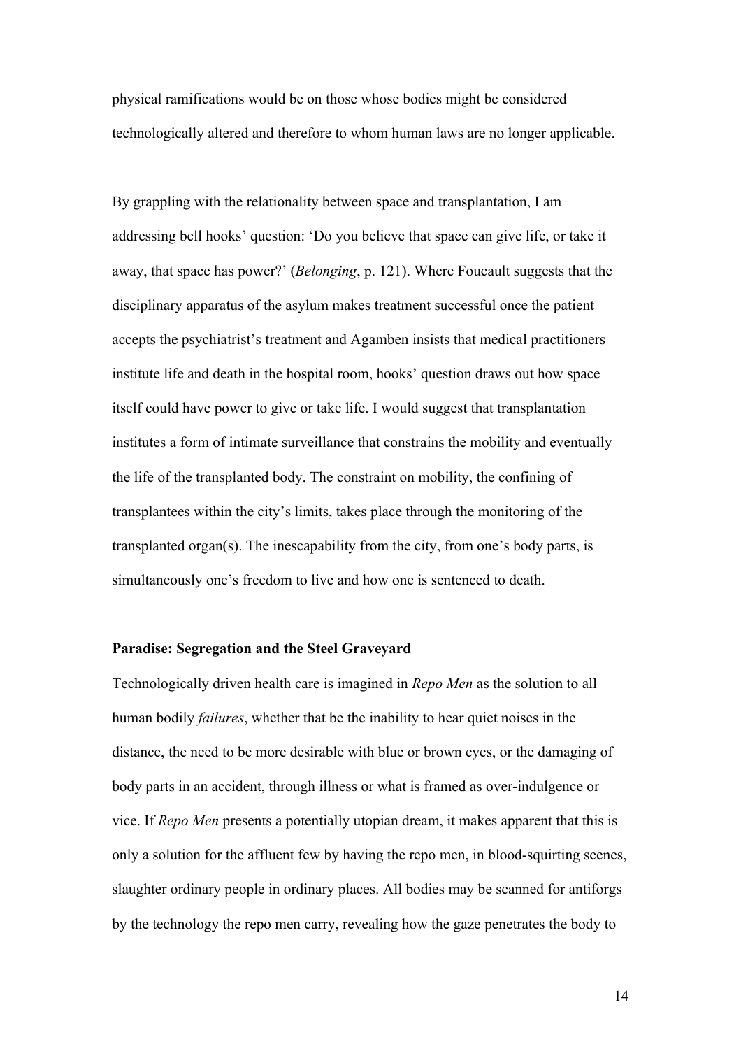physical ramifications would be on those whose bodies might be considered technologically altered and therefore to whom human laws are no longer applicable.

By grappling with the relationality between space and transplantation, I am addressing bell hooks' question: 'Do you believe that space can give life, or take it away, that space has power?' (*Belonging*, p. 121). Where Foucault suggests that the disciplinary apparatus of the asylum makes treatment successful once the patient accepts the psychiatrist's treatment and Agamben insists that medical practitioners institute life and death in the hospital room, hooks' question draws out how space itself could have power to give or take life. I would suggest that transplantation institutes a form of intimate surveillance that constrains the mobility and eventually the life of the transplanted body. The constraint on mobility, the confining of transplantees within the city's limits, takes place through the monitoring of the transplanted organ(s). The inescapability from the city, from one's body parts, is simultaneously one's freedom to live and how one is sentenced to death.

**Paradise: Segregation and the Steel Graveyard**

Technologically driven health care is imagined in *Repo Men* as the solution to all human bodily *failures*, whether that be the inability to hear quiet noises in the distance, the need to be more desirable with blue or brown eyes, or the damaging of body parts in an accident, through illness or what is framed as over-indulgence or vice. If *Repo Men* presents a potentially utopian dream, it makes apparent that this is only a solution for the affluent few by having the repo men, in blood-squirting scenes, slaughter ordinary people in ordinary places. All bodies may be scanned for antiforgs by the technology the repo men carry, revealing how the gaze penetrates the body to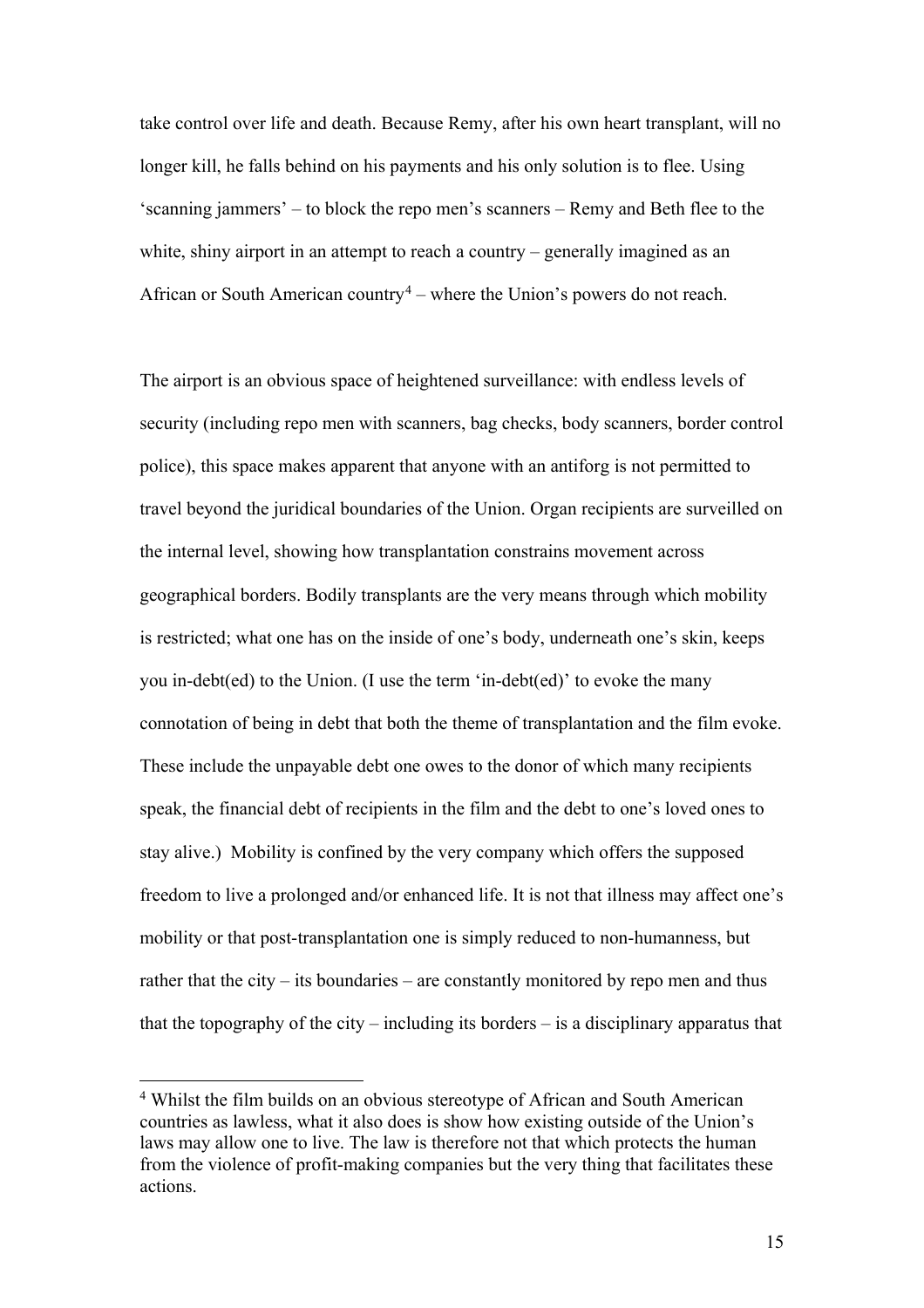take control over life and death. Because Remy, after his own heart transplant, will no longer kill, he falls behind on his payments and his only solution is to flee. Using 'scanning jammers' – to block the repo men's scanners – Remy and Beth flee to the white, shiny airport in an attempt to reach a country – generally imagined as an African or South American country[4] – where the Union's powers do not reach.

The airport is an obvious space of heightened surveillance: with endless levels of security (including repo men with scanners, bag checks, body scanners, border control police), this space makes apparent that anyone with an antiforg is not permitted to travel beyond the juridical boundaries of the Union. Organ recipients are surveilled on the internal level, showing how transplantation constrains movement across geographical borders. Bodily transplants are the very means through which mobility is restricted; what one has on the inside of one's body, underneath one's skin, keeps you in-debt(ed) to the Union. (I use the term 'in-debt(ed)' to evoke the many connotation of being in debt that both the theme of transplantation and the film evoke. These include the unpayable debt one owes to the donor of which many recipients speak, the financial debt of recipients in the film and the debt to one's loved ones to stay alive.) Mobility is confined by the very company which offers the supposed freedom to live a prolonged and/or enhanced life. It is not that illness may affect one's mobility or that post-transplantation one is simply reduced to non-humanness, but rather that the city – its boundaries – are constantly monitored by repo men and thus that the topography of the city – including its borders – is a disciplinary apparatus that

[4] Whilst the film builds on an obvious stereotype of African and South American countries as lawless, what it also does is show how existing outside of the Union's laws may allow one to live. The law is therefore not that which protects the human from the violence of profit-making companies but the very thing that facilitates these actions.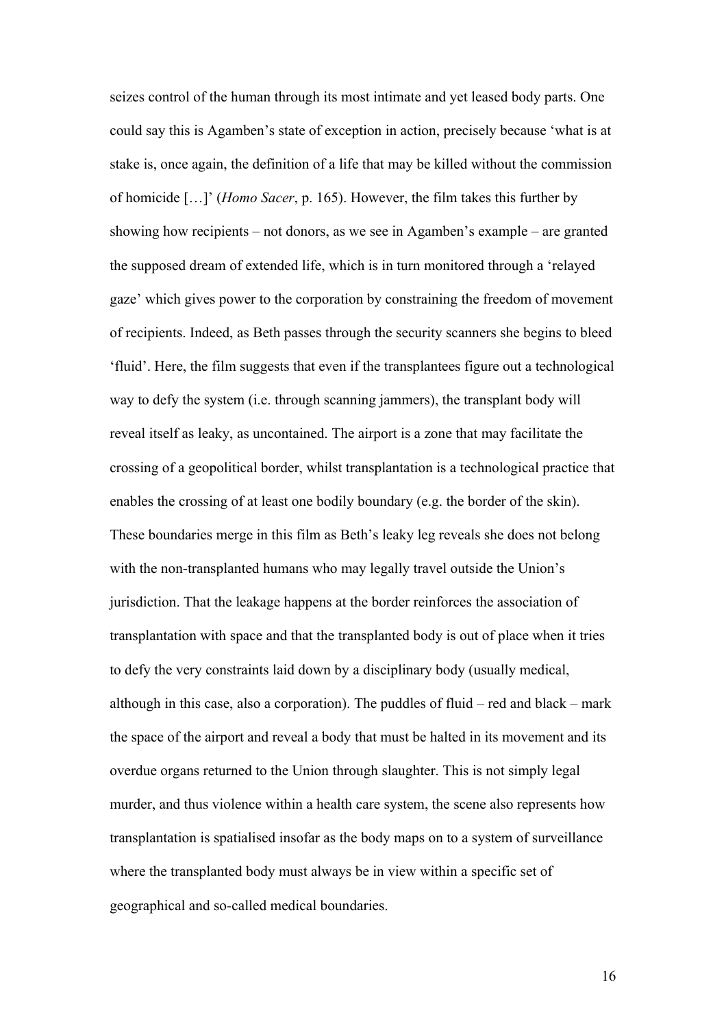seizes control of the human through its most intimate and yet leased body parts. One could say this is Agamben's state of exception in action, precisely because 'what is at stake is, once again, the definition of a life that may be killed without the commission of homicide […]' (*Homo Sacer*, p. 165). However, the film takes this further by showing how recipients – not donors, as we see in Agamben's example – are granted the supposed dream of extended life, which is in turn monitored through a 'relayed gaze' which gives power to the corporation by constraining the freedom of movement of recipients. Indeed, as Beth passes through the security scanners she begins to bleed 'fluid'. Here, the film suggests that even if the transplantees figure out a technological way to defy the system (i.e. through scanning jammers), the transplant body will reveal itself as leaky, as uncontained. The airport is a zone that may facilitate the crossing of a geopolitical border, whilst transplantation is a technological practice that enables the crossing of at least one bodily boundary (e.g. the border of the skin). These boundaries merge in this film as Beth's leaky leg reveals she does not belong with the non-transplanted humans who may legally travel outside the Union's jurisdiction. That the leakage happens at the border reinforces the association of transplantation with space and that the transplanted body is out of place when it tries to defy the very constraints laid down by a disciplinary body (usually medical, although in this case, also a corporation). The puddles of fluid – red and black – mark the space of the airport and reveal a body that must be halted in its movement and its overdue organs returned to the Union through slaughter. This is not simply legal murder, and thus violence within a health care system, the scene also represents how transplantation is spatialised insofar as the body maps on to a system of surveillance where the transplanted body must always be in view within a specific set of geographical and so-called medical boundaries.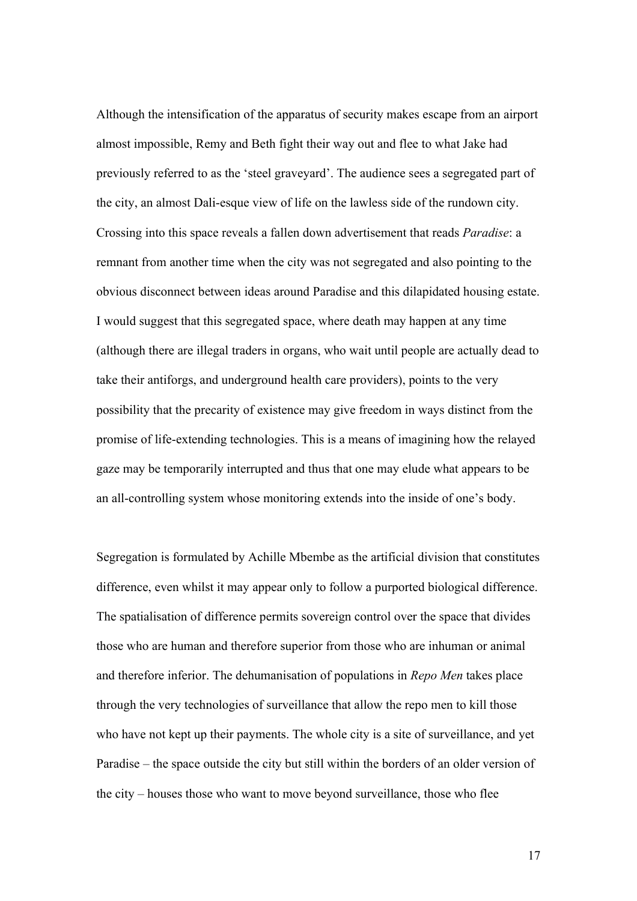Although the intensification of the apparatus of security makes escape from an airport almost impossible, Remy and Beth fight their way out and flee to what Jake had previously referred to as the 'steel graveyard'. The audience sees a segregated part of the city, an almost Dali-esque view of life on the lawless side of the rundown city. Crossing into this space reveals a fallen down advertisement that reads *Paradise*: a remnant from another time when the city was not segregated and also pointing to the obvious disconnect between ideas around Paradise and this dilapidated housing estate. I would suggest that this segregated space, where death may happen at any time (although there are illegal traders in organs, who wait until people are actually dead to take their antiforgs, and underground health care providers), points to the very possibility that the precarity of existence may give freedom in ways distinct from the promise of life-extending technologies. This is a means of imagining how the relayed gaze may be temporarily interrupted and thus that one may elude what appears to be an all-controlling system whose monitoring extends into the inside of one's body.

Segregation is formulated by Achille Mbembe as the artificial division that constitutes difference, even whilst it may appear only to follow a purported biological difference. The spatialisation of difference permits sovereign control over the space that divides those who are human and therefore superior from those who are inhuman or animal and therefore inferior. The dehumanisation of populations in *Repo Men* takes place through the very technologies of surveillance that allow the repo men to kill those who have not kept up their payments. The whole city is a site of surveillance, and yet Paradise – the space outside the city but still within the borders of an older version of the city – houses those who want to move beyond surveillance, those who flee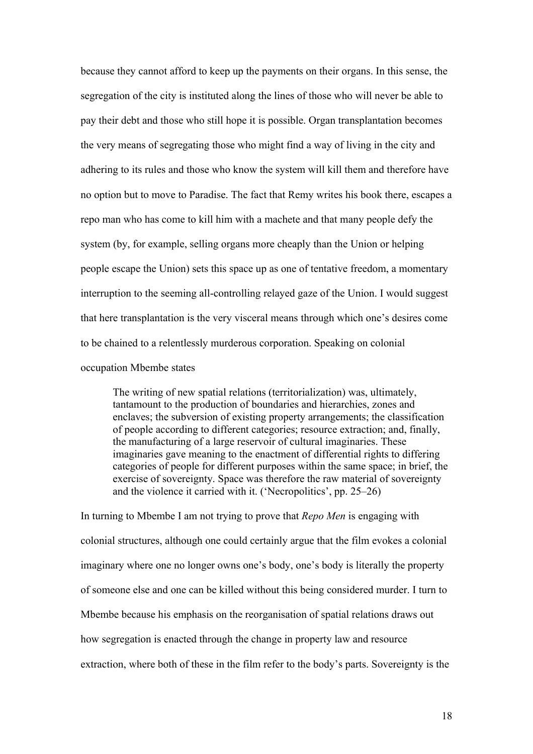because they cannot afford to keep up the payments on their organs. In this sense, the segregation of the city is instituted along the lines of those who will never be able to pay their debt and those who still hope it is possible. Organ transplantation becomes the very means of segregating those who might find a way of living in the city and adhering to its rules and those who know the system will kill them and therefore have no option but to move to Paradise. The fact that Remy writes his book there, escapes a repo man who has come to kill him with a machete and that many people defy the system (by, for example, selling organs more cheaply than the Union or helping people escape the Union) sets this space up as one of tentative freedom, a momentary interruption to the seeming all-controlling relayed gaze of the Union. I would suggest that here transplantation is the very visceral means through which one's desires come to be chained to a relentlessly murderous corporation. Speaking on colonial occupation Mbembe states

> The writing of new spatial relations (territorialization) was, ultimately, tantamount to the production of boundaries and hierarchies, zones and enclaves; the subversion of existing property arrangements; the classification of people according to different categories; resource extraction; and, finally, the manufacturing of a large reservoir of cultural imaginaries. These imaginaries gave meaning to the enactment of differential rights to differing categories of people for different purposes within the same space; in brief, the exercise of sovereignty. Space was therefore the raw material of sovereignty and the violence it carried with it. ('Necropolitics', pp. 25–26)

In turning to Mbembe I am not trying to prove that *Repo Men* is engaging with colonial structures, although one could certainly argue that the film evokes a colonial imaginary where one no longer owns one's body, one's body is literally the property of someone else and one can be killed without this being considered murder. I turn to Mbembe because his emphasis on the reorganisation of spatial relations draws out how segregation is enacted through the change in property law and resource extraction, where both of these in the film refer to the body's parts. Sovereignty is the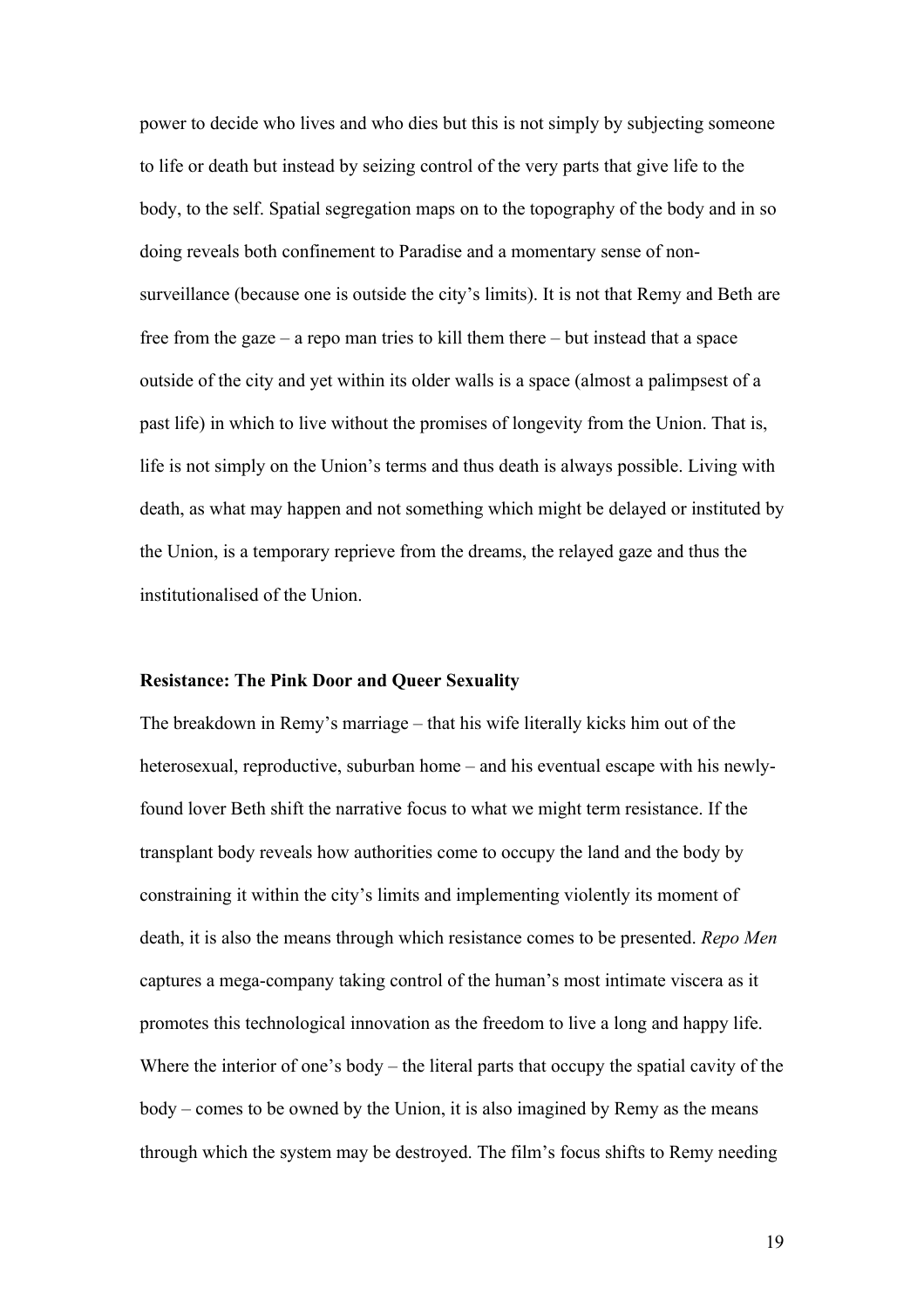power to decide who lives and who dies but this is not simply by subjecting someone to life or death but instead by seizing control of the very parts that give life to the body, to the self. Spatial segregation maps on to the topography of the body and in so doing reveals both confinement to Paradise and a momentary sense of non-surveillance (because one is outside the city's limits). It is not that Remy and Beth are free from the gaze – a repo man tries to kill them there – but instead that a space outside of the city and yet within its older walls is a space (almost a palimpsest of a past life) in which to live without the promises of longevity from the Union. That is, life is not simply on the Union's terms and thus death is always possible. Living with death, as what may happen and not something which might be delayed or instituted by the Union, is a temporary reprieve from the dreams, the relayed gaze and thus the institutionalised of the Union.

### Resistance: The Pink Door and Queer Sexuality

The breakdown in Remy's marriage – that his wife literally kicks him out of the heterosexual, reproductive, suburban home – and his eventual escape with his newly-found lover Beth shift the narrative focus to what we might term resistance. If the transplant body reveals how authorities come to occupy the land and the body by constraining it within the city's limits and implementing violently its moment of death, it is also the means through which resistance comes to be presented. *Repo Men* captures a mega-company taking control of the human's most intimate viscera as it promotes this technological innovation as the freedom to live a long and happy life. Where the interior of one's body – the literal parts that occupy the spatial cavity of the body – comes to be owned by the Union, it is also imagined by Remy as the means through which the system may be destroyed. The film's focus shifts to Remy needing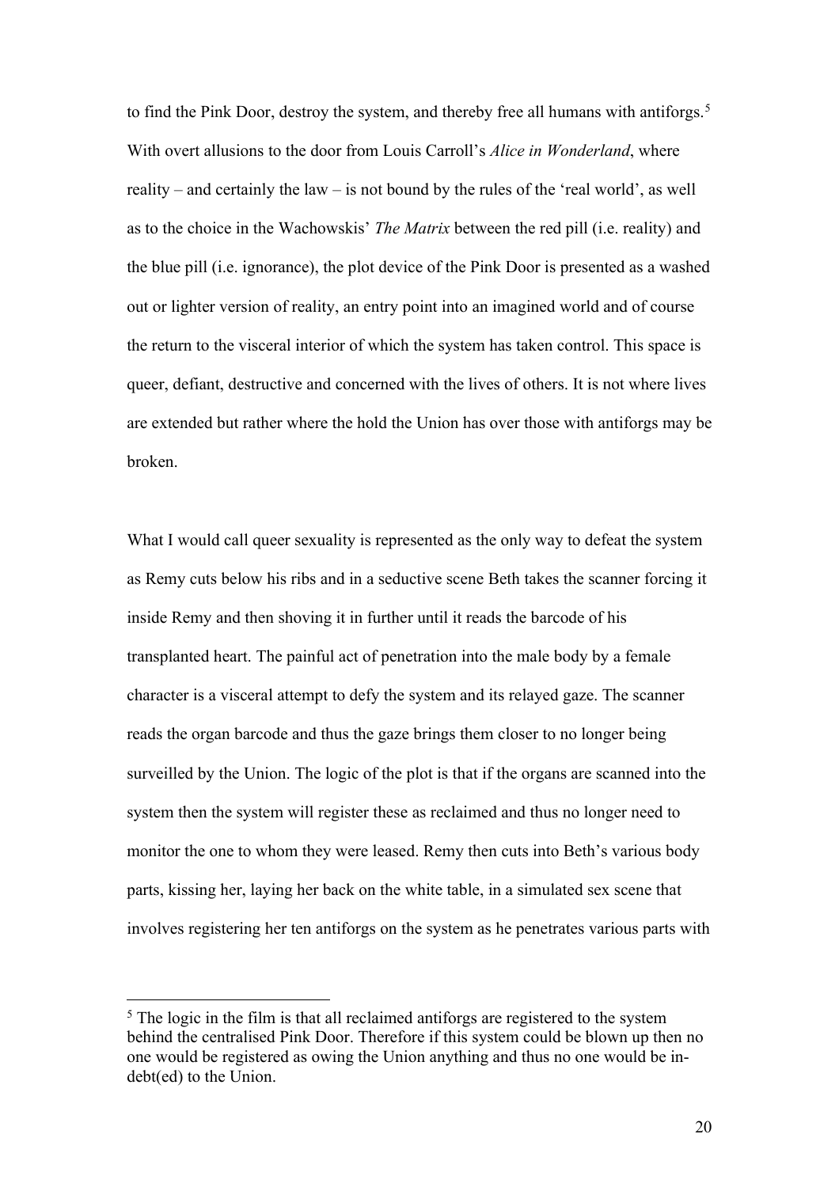to find the Pink Door, destroy the system, and thereby free all humans with antiforgs.[5] With overt allusions to the door from Louis Carroll's *Alice in Wonderland*, where reality – and certainly the law – is not bound by the rules of the 'real world', as well as to the choice in the Wachowskis' *The Matrix* between the red pill (i.e. reality) and the blue pill (i.e. ignorance), the plot device of the Pink Door is presented as a washed out or lighter version of reality, an entry point into an imagined world and of course the return to the visceral interior of which the system has taken control. This space is queer, defiant, destructive and concerned with the lives of others. It is not where lives are extended but rather where the hold the Union has over those with antiforgs may be broken.

What I would call queer sexuality is represented as the only way to defeat the system as Remy cuts below his ribs and in a seductive scene Beth takes the scanner forcing it inside Remy and then shoving it in further until it reads the barcode of his transplanted heart. The painful act of penetration into the male body by a female character is a visceral attempt to defy the system and its relayed gaze. The scanner reads the organ barcode and thus the gaze brings them closer to no longer being surveilled by the Union. The logic of the plot is that if the organs are scanned into the system then the system will register these as reclaimed and thus no longer need to monitor the one to whom they were leased. Remy then cuts into Beth's various body parts, kissing her, laying her back on the white table, in a simulated sex scene that involves registering her ten antiforgs on the system as he penetrates various parts with

[5] The logic in the film is that all reclaimed antiforgs are registered to the system behind the centralised Pink Door. Therefore if this system could be blown up then no one would be registered as owing the Union anything and thus no one would be in-debt(ed) to the Union.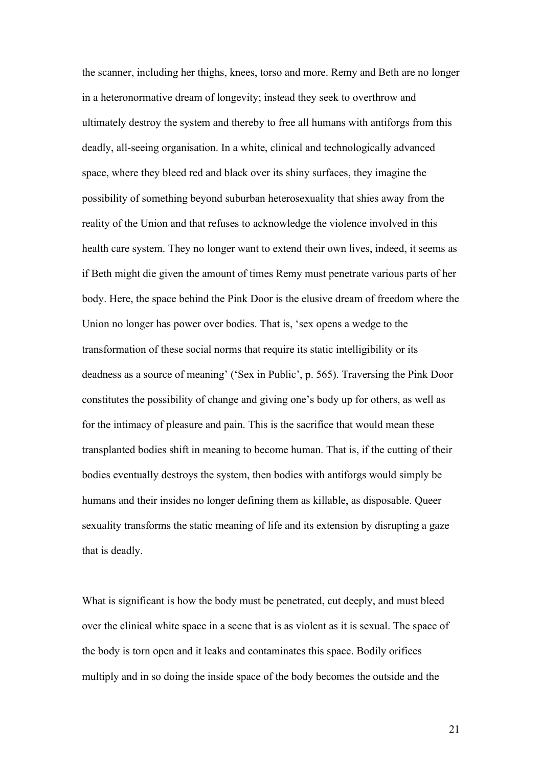the scanner, including her thighs, knees, torso and more. Remy and Beth are no longer in a heteronormative dream of longevity; instead they seek to overthrow and ultimately destroy the system and thereby to free all humans with antiforgs from this deadly, all-seeing organisation. In a white, clinical and technologically advanced space, where they bleed red and black over its shiny surfaces, they imagine the possibility of something beyond suburban heterosexuality that shies away from the reality of the Union and that refuses to acknowledge the violence involved in this health care system. They no longer want to extend their own lives, indeed, it seems as if Beth might die given the amount of times Remy must penetrate various parts of her body. Here, the space behind the Pink Door is the elusive dream of freedom where the Union no longer has power over bodies. That is, 'sex opens a wedge to the transformation of these social norms that require its static intelligibility or its deadness as a source of meaning' ('Sex in Public', p. 565). Traversing the Pink Door constitutes the possibility of change and giving one's body up for others, as well as for the intimacy of pleasure and pain. This is the sacrifice that would mean these transplanted bodies shift in meaning to become human. That is, if the cutting of their bodies eventually destroys the system, then bodies with antiforgs would simply be humans and their insides no longer defining them as killable, as disposable. Queer sexuality transforms the static meaning of life and its extension by disrupting a gaze that is deadly.

What is significant is how the body must be penetrated, cut deeply, and must bleed over the clinical white space in a scene that is as violent as it is sexual. The space of the body is torn open and it leaks and contaminates this space. Bodily orifices multiply and in so doing the inside space of the body becomes the outside and the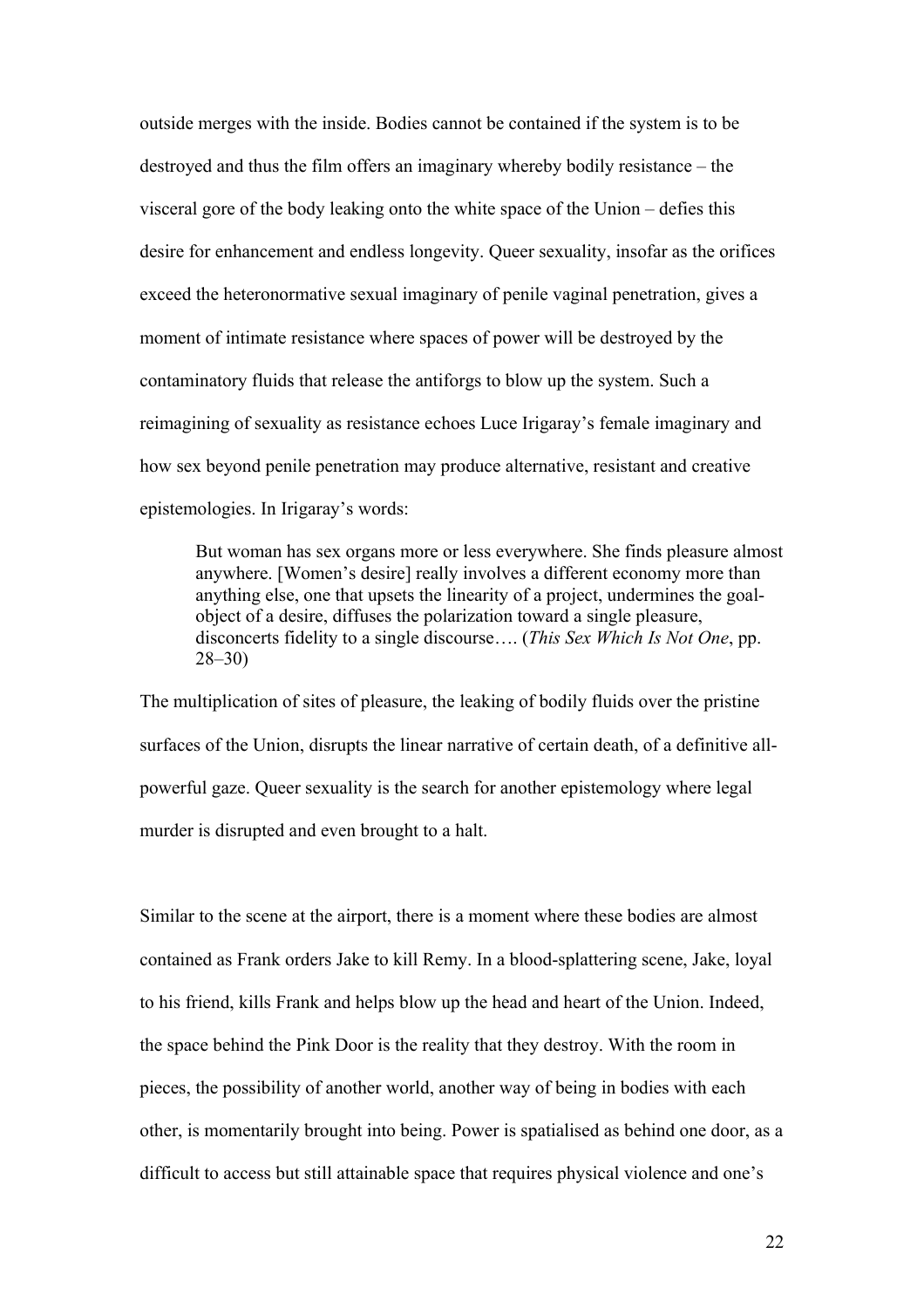outside merges with the inside. Bodies cannot be contained if the system is to be destroyed and thus the film offers an imaginary whereby bodily resistance – the visceral gore of the body leaking onto the white space of the Union – defies this desire for enhancement and endless longevity. Queer sexuality, insofar as the orifices exceed the heteronormative sexual imaginary of penile vaginal penetration, gives a moment of intimate resistance where spaces of power will be destroyed by the contaminatory fluids that release the antiforgs to blow up the system. Such a reimagining of sexuality as resistance echoes Luce Irigaray's female imaginary and how sex beyond penile penetration may produce alternative, resistant and creative epistemologies. In Irigaray's words:

> But woman has sex organs more or less everywhere. She finds pleasure almost anywhere. [Women's desire] really involves a different economy more than anything else, one that upsets the linearity of a project, undermines the goal-object of a desire, diffuses the polarization toward a single pleasure, disconcerts fidelity to a single discourse…. (*This Sex Which Is Not One*, pp. 28–30)

The multiplication of sites of pleasure, the leaking of bodily fluids over the pristine surfaces of the Union, disrupts the linear narrative of certain death, of a definitive all-powerful gaze. Queer sexuality is the search for another epistemology where legal murder is disrupted and even brought to a halt.

Similar to the scene at the airport, there is a moment where these bodies are almost contained as Frank orders Jake to kill Remy. In a blood-splattering scene, Jake, loyal to his friend, kills Frank and helps blow up the head and heart of the Union. Indeed, the space behind the Pink Door is the reality that they destroy. With the room in pieces, the possibility of another world, another way of being in bodies with each other, is momentarily brought into being. Power is spatialised as behind one door, as a difficult to access but still attainable space that requires physical violence and one's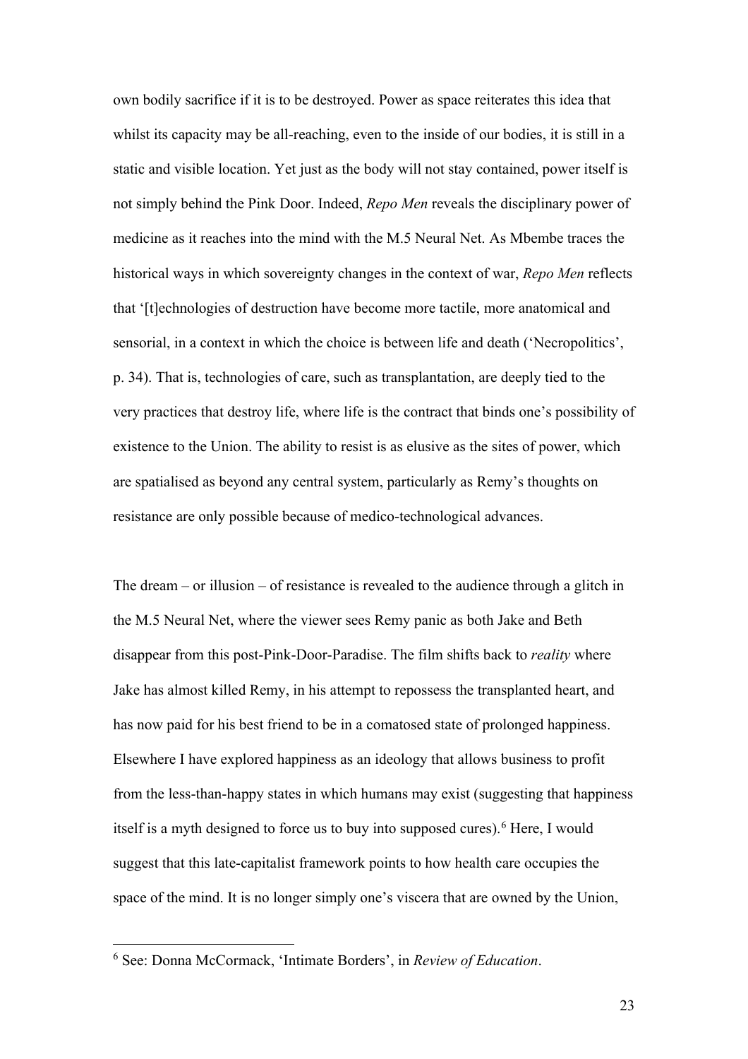own bodily sacrifice if it is to be destroyed. Power as space reiterates this idea that whilst its capacity may be all-reaching, even to the inside of our bodies, it is still in a static and visible location. Yet just as the body will not stay contained, power itself is not simply behind the Pink Door. Indeed, *Repo Men* reveals the disciplinary power of medicine as it reaches into the mind with the M.5 Neural Net. As Mbembe traces the historical ways in which sovereignty changes in the context of war, *Repo Men* reflects that '[t]echnologies of destruction have become more tactile, more anatomical and sensorial, in a context in which the choice is between life and death ('Necropolitics', p. 34). That is, technologies of care, such as transplantation, are deeply tied to the very practices that destroy life, where life is the contract that binds one's possibility of existence to the Union. The ability to resist is as elusive as the sites of power, which are spatialised as beyond any central system, particularly as Remy's thoughts on resistance are only possible because of medico-technological advances.

The dream – or illusion – of resistance is revealed to the audience through a glitch in the M.5 Neural Net, where the viewer sees Remy panic as both Jake and Beth disappear from this post-Pink-Door-Paradise. The film shifts back to *reality* where Jake has almost killed Remy, in his attempt to repossess the transplanted heart, and has now paid for his best friend to be in a comatosed state of prolonged happiness. Elsewhere I have explored happiness as an ideology that allows business to profit from the less-than-happy states in which humans may exist (suggesting that happiness itself is a myth designed to force us to buy into supposed cures).[6] Here, I would suggest that this late-capitalist framework points to how health care occupies the space of the mind. It is no longer simply one's viscera that are owned by the Union,

[6] See: Donna McCormack, 'Intimate Borders', in *Review of Education*.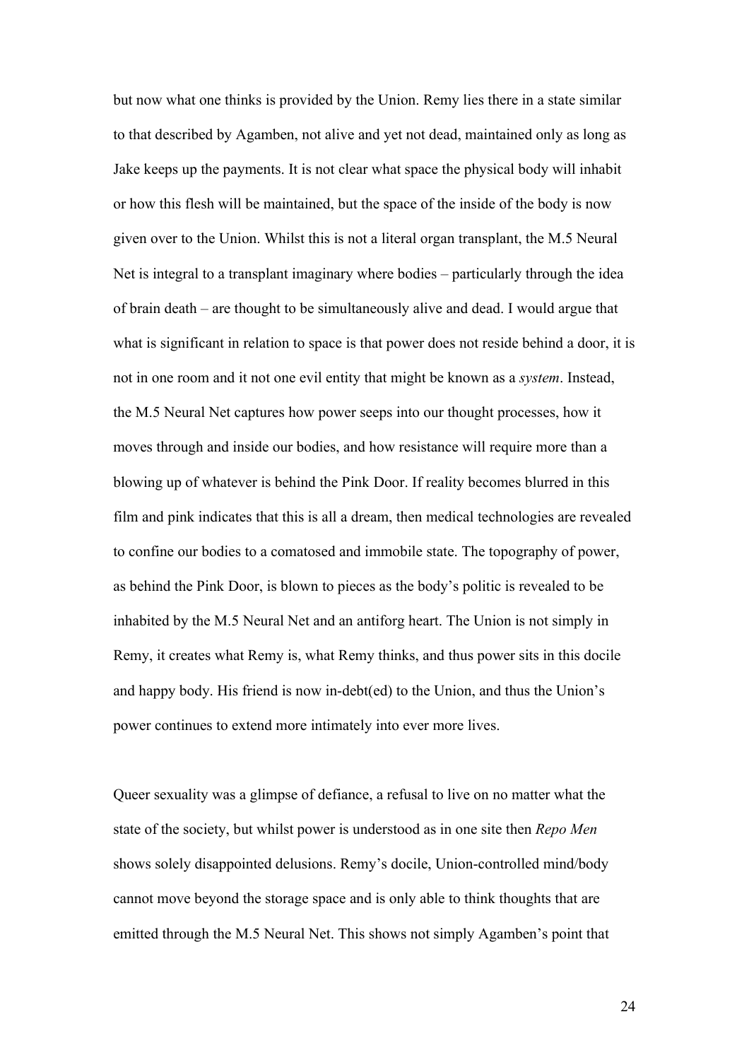but now what one thinks is provided by the Union. Remy lies there in a state similar to that described by Agamben, not alive and yet not dead, maintained only as long as Jake keeps up the payments. It is not clear what space the physical body will inhabit or how this flesh will be maintained, but the space of the inside of the body is now given over to the Union. Whilst this is not a literal organ transplant, the M.5 Neural Net is integral to a transplant imaginary where bodies – particularly through the idea of brain death – are thought to be simultaneously alive and dead. I would argue that what is significant in relation to space is that power does not reside behind a door, it is not in one room and it not one evil entity that might be known as a *system*. Instead, the M.5 Neural Net captures how power seeps into our thought processes, how it moves through and inside our bodies, and how resistance will require more than a blowing up of whatever is behind the Pink Door. If reality becomes blurred in this film and pink indicates that this is all a dream, then medical technologies are revealed to confine our bodies to a comatosed and immobile state. The topography of power, as behind the Pink Door, is blown to pieces as the body's politic is revealed to be inhabited by the M.5 Neural Net and an antiforg heart. The Union is not simply in Remy, it creates what Remy is, what Remy thinks, and thus power sits in this docile and happy body. His friend is now in-debt(ed) to the Union, and thus the Union's power continues to extend more intimately into ever more lives.

Queer sexuality was a glimpse of defiance, a refusal to live on no matter what the state of the society, but whilst power is understood as in one site then *Repo Men* shows solely disappointed delusions. Remy's docile, Union-controlled mind/body cannot move beyond the storage space and is only able to think thoughts that are emitted through the M.5 Neural Net. This shows not simply Agamben's point that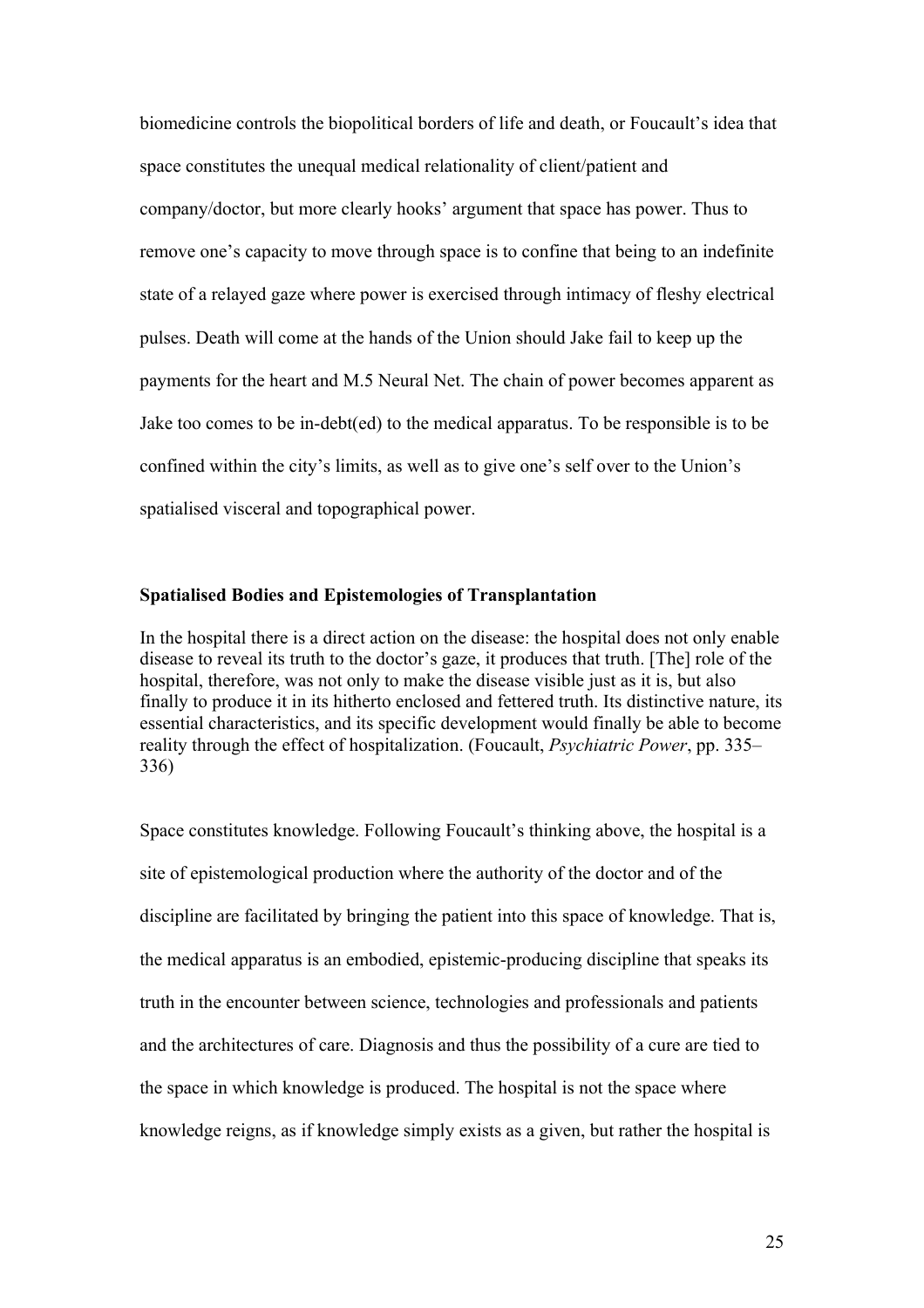biomedicine controls the biopolitical borders of life and death, or Foucault's idea that space constitutes the unequal medical relationality of client/patient and company/doctor, but more clearly hooks' argument that space has power. Thus to remove one's capacity to move through space is to confine that being to an indefinite state of a relayed gaze where power is exercised through intimacy of fleshy electrical pulses. Death will come at the hands of the Union should Jake fail to keep up the payments for the heart and M.5 Neural Net. The chain of power becomes apparent as Jake too comes to be in-debt(ed) to the medical apparatus. To be responsible is to be confined within the city's limits, as well as to give one's self over to the Union's spatialised visceral and topographical power.

### Spatialised Bodies and Epistemologies of Transplantation

> In the hospital there is a direct action on the disease: the hospital does not only enable disease to reveal its truth to the doctor's gaze, it produces that truth. [The] role of the hospital, therefore, was not only to make the disease visible just as it is, but also finally to produce it in its hitherto enclosed and fettered truth. Its distinctive nature, its essential characteristics, and its specific development would finally be able to become reality through the effect of hospitalization. (Foucault, *Psychiatric Power*, pp. 335–336)

Space constitutes knowledge. Following Foucault's thinking above, the hospital is a site of epistemological production where the authority of the doctor and of the discipline are facilitated by bringing the patient into this space of knowledge. That is, the medical apparatus is an embodied, epistemic-producing discipline that speaks its truth in the encounter between science, technologies and professionals and patients and the architectures of care. Diagnosis and thus the possibility of a cure are tied to the space in which knowledge is produced. The hospital is not the space where knowledge reigns, as if knowledge simply exists as a given, but rather the hospital is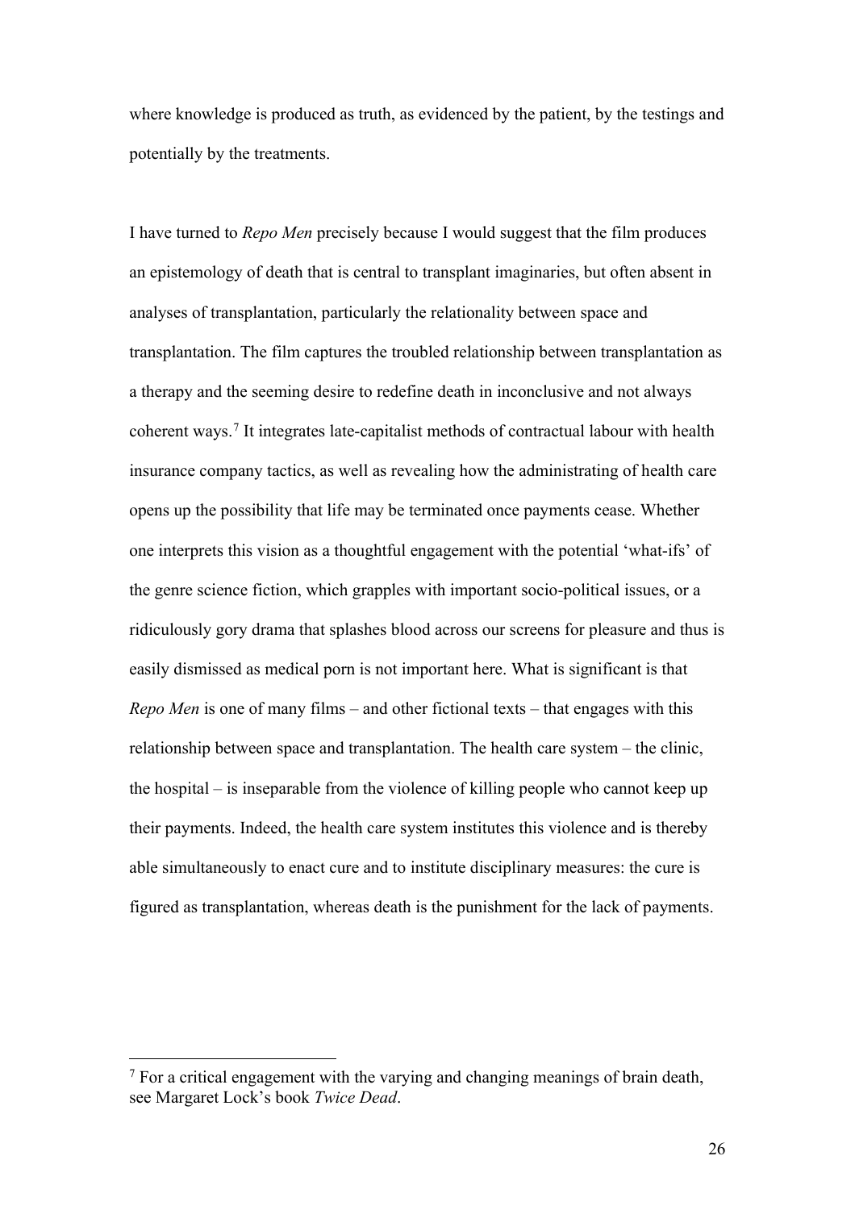where knowledge is produced as truth, as evidenced by the patient, by the testings and potentially by the treatments.

I have turned to *Repo Men* precisely because I would suggest that the film produces an epistemology of death that is central to transplant imaginaries, but often absent in analyses of transplantation, particularly the relationality between space and transplantation. The film captures the troubled relationship between transplantation as a therapy and the seeming desire to redefine death in inconclusive and not always coherent ways.[7] It integrates late-capitalist methods of contractual labour with health insurance company tactics, as well as revealing how the administrating of health care opens up the possibility that life may be terminated once payments cease. Whether one interprets this vision as a thoughtful engagement with the potential 'what-ifs' of the genre science fiction, which grapples with important socio-political issues, or a ridiculously gory drama that splashes blood across our screens for pleasure and thus is easily dismissed as medical porn is not important here. What is significant is that *Repo Men* is one of many films – and other fictional texts – that engages with this relationship between space and transplantation. The health care system – the clinic, the hospital – is inseparable from the violence of killing people who cannot keep up their payments. Indeed, the health care system institutes this violence and is thereby able simultaneously to enact cure and to institute disciplinary measures: the cure is figured as transplantation, whereas death is the punishment for the lack of payments.

---

[7] For a critical engagement with the varying and changing meanings of brain death, see Margaret Lock's book *Twice Dead*.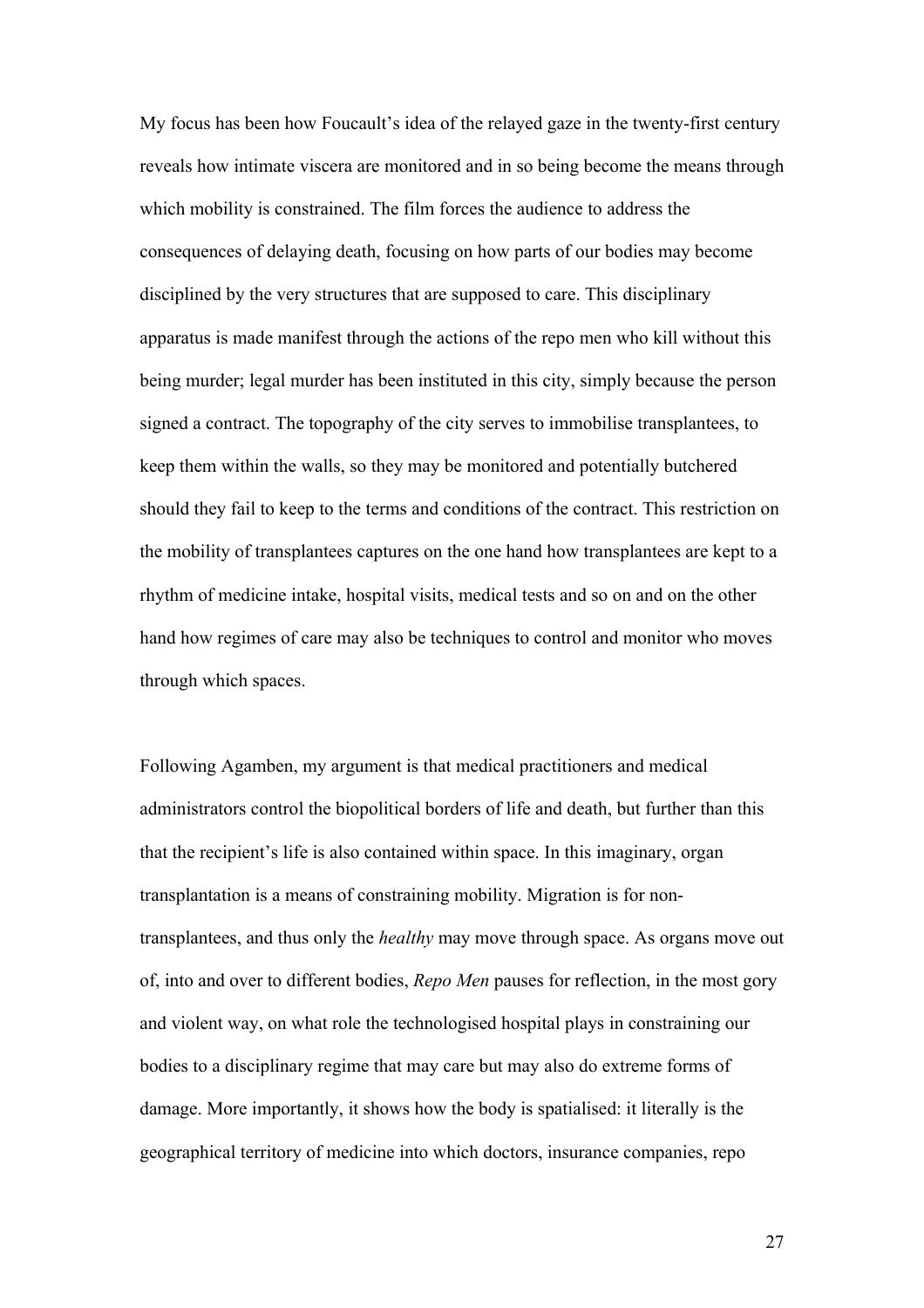My focus has been how Foucault's idea of the relayed gaze in the twenty-first century reveals how intimate viscera are monitored and in so being become the means through which mobility is constrained. The film forces the audience to address the consequences of delaying death, focusing on how parts of our bodies may become disciplined by the very structures that are supposed to care. This disciplinary apparatus is made manifest through the actions of the repo men who kill without this being murder; legal murder has been instituted in this city, simply because the person signed a contract. The topography of the city serves to immobilise transplantees, to keep them within the walls, so they may be monitored and potentially butchered should they fail to keep to the terms and conditions of the contract. This restriction on the mobility of transplantees captures on the one hand how transplantees are kept to a rhythm of medicine intake, hospital visits, medical tests and so on and on the other hand how regimes of care may also be techniques to control and monitor who moves through which spaces.

Following Agamben, my argument is that medical practitioners and medical administrators control the biopolitical borders of life and death, but further than this that the recipient's life is also contained within space. In this imaginary, organ transplantation is a means of constraining mobility. Migration is for non-transplantees, and thus only the *healthy* may move through space. As organs move out of, into and over to different bodies, *Repo Men* pauses for reflection, in the most gory and violent way, on what role the technologised hospital plays in constraining our bodies to a disciplinary regime that may care but may also do extreme forms of damage. More importantly, it shows how the body is spatialised: it literally is the geographical territory of medicine into which doctors, insurance companies, repo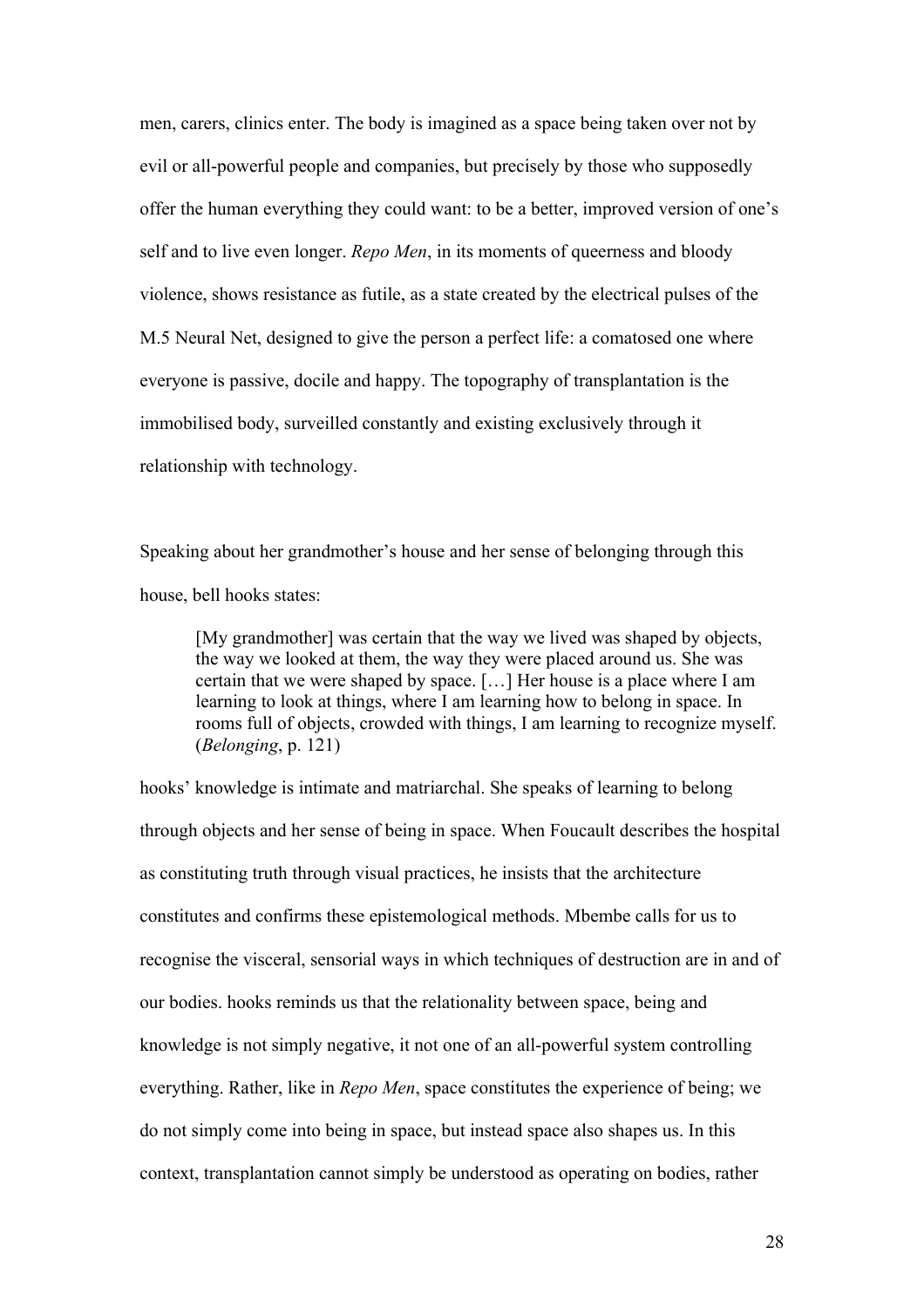men, carers, clinics enter. The body is imagined as a space being taken over not by evil or all-powerful people and companies, but precisely by those who supposedly offer the human everything they could want: to be a better, improved version of one's self and to live even longer. *Repo Men*, in its moments of queerness and bloody violence, shows resistance as futile, as a state created by the electrical pulses of the M.5 Neural Net, designed to give the person a perfect life: a comatosed one where everyone is passive, docile and happy. The topography of transplantation is the immobilised body, surveilled constantly and existing exclusively through it relationship with technology.

Speaking about her grandmother's house and her sense of belonging through this house, bell hooks states:

> [My grandmother] was certain that the way we lived was shaped by objects, the way we looked at them, the way they were placed around us. She was certain that we were shaped by space. […] Her house is a place where I am learning to look at things, where I am learning how to belong in space. In rooms full of objects, crowded with things, I am learning to recognize myself. (*Belonging*, p. 121)

hooks' knowledge is intimate and matriarchal. She speaks of learning to belong through objects and her sense of being in space. When Foucault describes the hospital as constituting truth through visual practices, he insists that the architecture constitutes and confirms these epistemological methods. Mbembe calls for us to recognise the visceral, sensorial ways in which techniques of destruction are in and of our bodies. hooks reminds us that the relationality between space, being and knowledge is not simply negative, it not one of an all-powerful system controlling everything. Rather, like in *Repo Men*, space constitutes the experience of being; we do not simply come into being in space, but instead space also shapes us. In this context, transplantation cannot simply be understood as operating on bodies, rather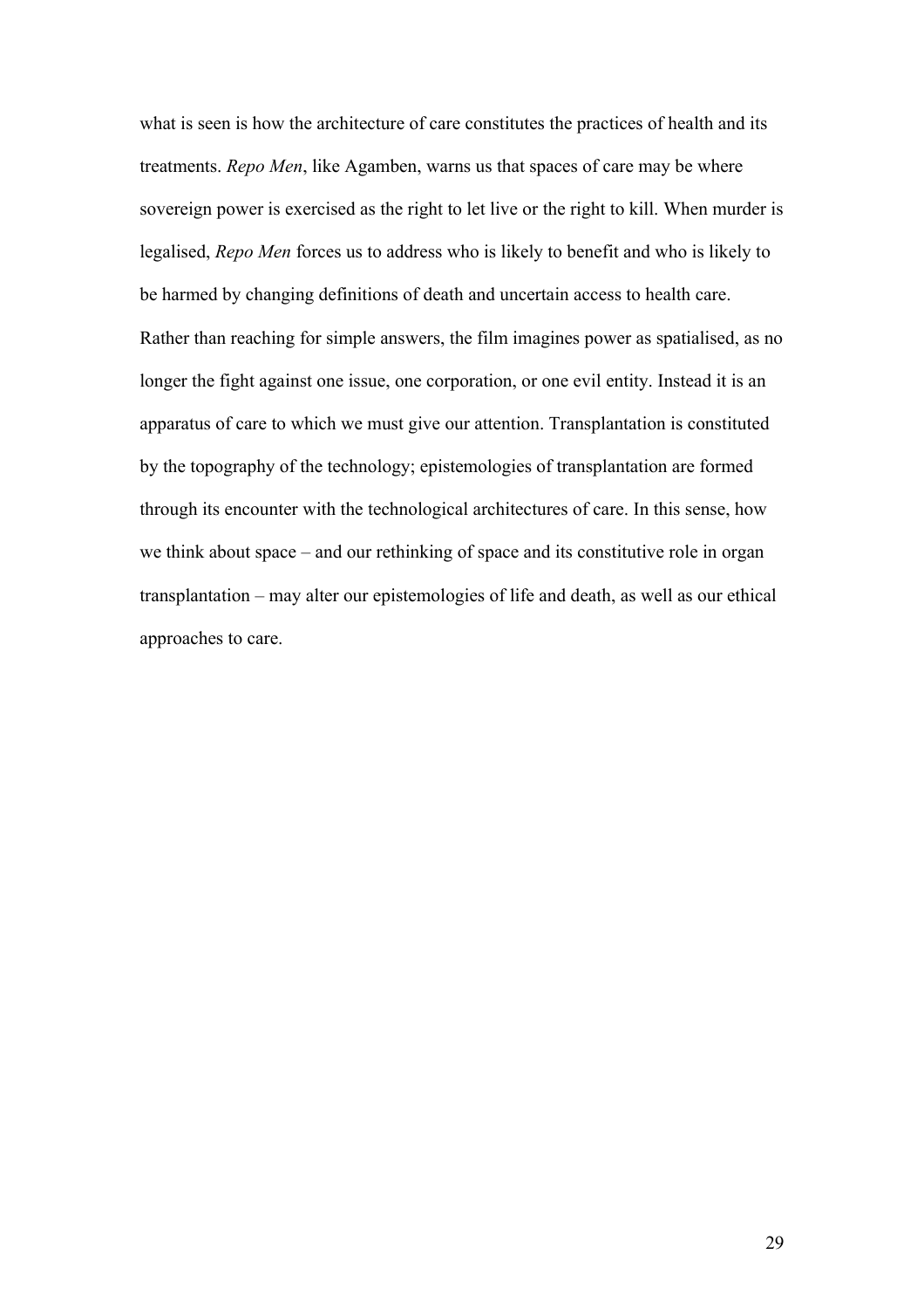what is seen is how the architecture of care constitutes the practices of health and its treatments. *Repo Men*, like Agamben, warns us that spaces of care may be where sovereign power is exercised as the right to let live or the right to kill. When murder is legalised, *Repo Men* forces us to address who is likely to benefit and who is likely to be harmed by changing definitions of death and uncertain access to health care. Rather than reaching for simple answers, the film imagines power as spatialised, as no longer the fight against one issue, one corporation, or one evil entity. Instead it is an apparatus of care to which we must give our attention. Transplantation is constituted by the topography of the technology; epistemologies of transplantation are formed through its encounter with the technological architectures of care. In this sense, how we think about space – and our rethinking of space and its constitutive role in organ transplantation – may alter our epistemologies of life and death, as well as our ethical approaches to care.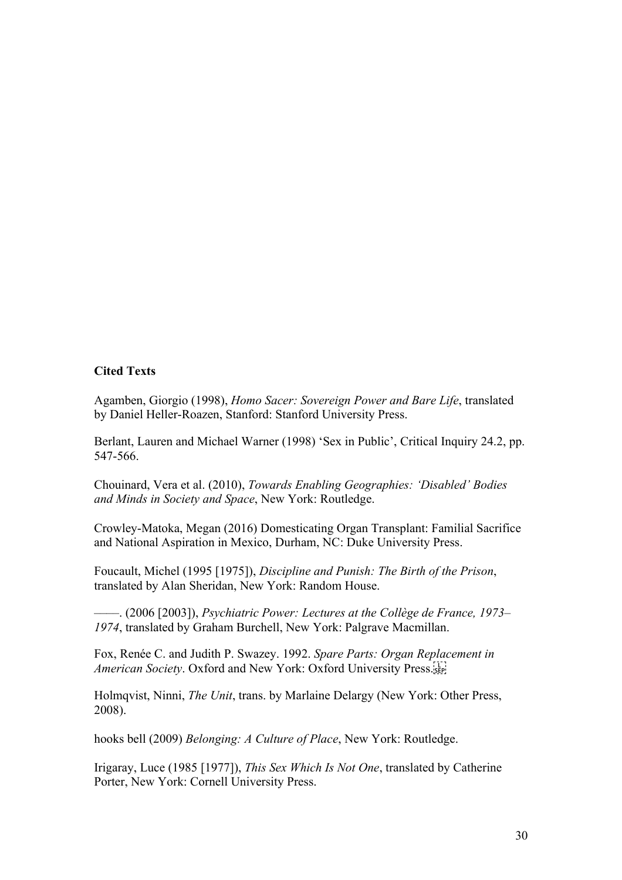**Cited Texts**

Agamben, Giorgio (1998), *Homo Sacer: Sovereign Power and Bare Life*, translated by Daniel Heller-Roazen, Stanford: Stanford University Press.

Berlant, Lauren and Michael Warner (1998) 'Sex in Public', Critical Inquiry 24.2, pp. 547-566.

Chouinard, Vera et al. (2010), *Towards Enabling Geographies: 'Disabled' Bodies and Minds in Society and Space*, New York: Routledge.

Crowley-Matoka, Megan (2016) Domesticating Organ Transplant: Familial Sacrifice and National Aspiration in Mexico, Durham, NC: Duke University Press.

Foucault, Michel (1995 [1975]), *Discipline and Punish: The Birth of the Prison*, translated by Alan Sheridan, New York: Random House.

——. (2006 [2003]), *Psychiatric Power: Lectures at the Collège de France, 1973–1974*, translated by Graham Burchell, New York: Palgrave Macmillan.

Fox, Renée C. and Judith P. Swazey. 1992. *Spare Parts: Organ Replacement in American Society*. Oxford and New York: Oxford University Press.

Holmqvist, Ninni, *The Unit*, trans. by Marlaine Delargy (New York: Other Press, 2008).

hooks bell (2009) *Belonging: A Culture of Place*, New York: Routledge.

Irigaray, Luce (1985 [1977]), *This Sex Which Is Not One*, translated by Catherine Porter, New York: Cornell University Press.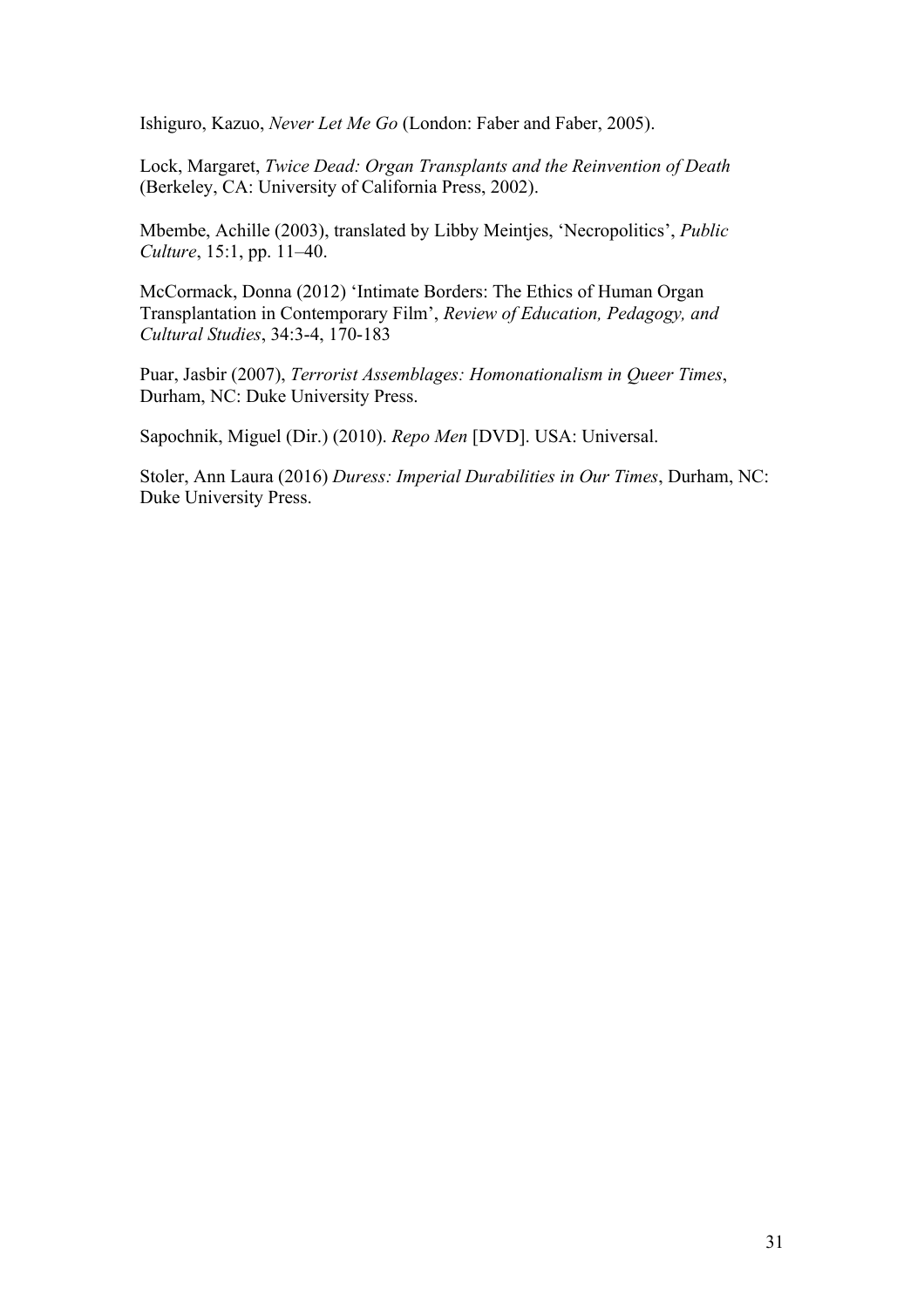Ishiguro, Kazuo, *Never Let Me Go* (London: Faber and Faber, 2005).

Lock, Margaret, *Twice Dead: Organ Transplants and the Reinvention of Death* (Berkeley, CA: University of California Press, 2002).

Mbembe, Achille (2003), translated by Libby Meintjes, 'Necropolitics', *Public Culture*, 15:1, pp. 11–40.

McCormack, Donna (2012) 'Intimate Borders: The Ethics of Human Organ Transplantation in Contemporary Film', *Review of Education, Pedagogy, and Cultural Studies*, 34:3-4, 170-183

Puar, Jasbir (2007), *Terrorist Assemblages: Homonationalism in Queer Times*, Durham, NC: Duke University Press.

Sapochnik, Miguel (Dir.) (2010). *Repo Men* [DVD]. USA: Universal.

Stoler, Ann Laura (2016) *Duress: Imperial Durabilities in Our Times*, Durham, NC: Duke University Press.